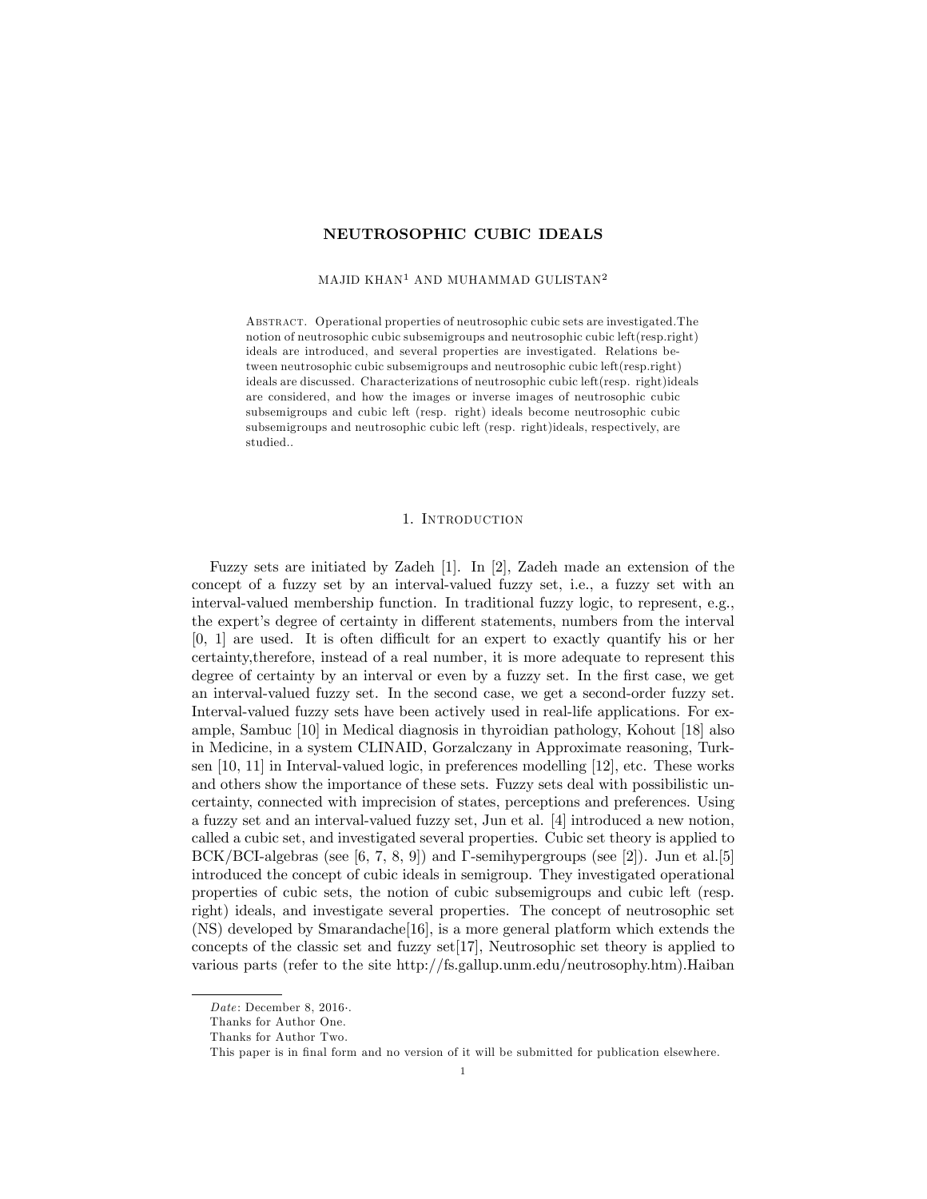# NEUTROSOPHIC CUBIC IDEALS

MAJID KHAN[1] AND MUHAMMAD GULISTAN[2]

Abstract. Operational properties of neutrosophic cubic sets are investigated.The notion of neutrosophic cubic subsemigroups and neutrosophic cubic left(resp.right) ideals are introduced, and several properties are investigated. Relations between neutrosophic cubic subsemigroups and neutrosophic cubic left(resp.right) ideals are discussed. Characterizations of neutrosophic cubic left(resp. right)ideals are considered, and how the images or inverse images of neutrosophic cubic subsemigroups and cubic left (resp. right) ideals become neutrosophic cubic subsemigroups and neutrosophic cubic left (resp. right)ideals, respectively, are studied..

## 1. Introduction

Fuzzy sets are initiated by Zadeh [1]. In [2], Zadeh made an extension of the concept of a fuzzy set by an interval-valued fuzzy set, i.e., a fuzzy set with an interval-valued membership function. In traditional fuzzy logic, to represent, e.g., the expert's degree of certainty in different statements, numbers from the interval [0, 1] are used. It is often difficult for an expert to exactly quantify his or her certainty,therefore, instead of a real number, it is more adequate to represent this degree of certainty by an interval or even by a fuzzy set. In the first case, we get an interval-valued fuzzy set. In the second case, we get a second-order fuzzy set. Interval-valued fuzzy sets have been actively used in real-life applications. For example, Sambuc [10] in Medical diagnosis in thyroidian pathology, Kohout [18] also in Medicine, in a system CLINAID, Gorzalczany in Approximate reasoning, Turksen [10, 11] in Interval-valued logic, in preferences modelling [12], etc. These works and others show the importance of these sets. Fuzzy sets deal with possibilistic uncertainty, connected with imprecision of states, perceptions and preferences. Using a fuzzy set and an interval-valued fuzzy set, Jun et al. [4] introduced a new notion, called a cubic set, and investigated several properties. Cubic set theory is applied to BCK/BCI-algebras (see [6, 7, 8, 9]) and $\Gamma$-semihypergroups (see [2]). Jun et al.[5] introduced the concept of cubic ideals in semigroup. They investigated operational properties of cubic sets, the notion of cubic subsemigroups and cubic left (resp. right) ideals, and investigate several properties. The concept of neutrosophic set (NS) developed by Smarandache[16], is a more general platform which extends the concepts of the classic set and fuzzy set[17], Neutrosophic set theory is applied to various parts (refer to the site http://fs.gallup.unm.edu/neutrosophy.htm).Haiban

---

*Date*: December 8, 2016·.

Thanks for Author One.

Thanks for Author Two.

This paper is in final form and no version of it will be submitted for publication elsewhere.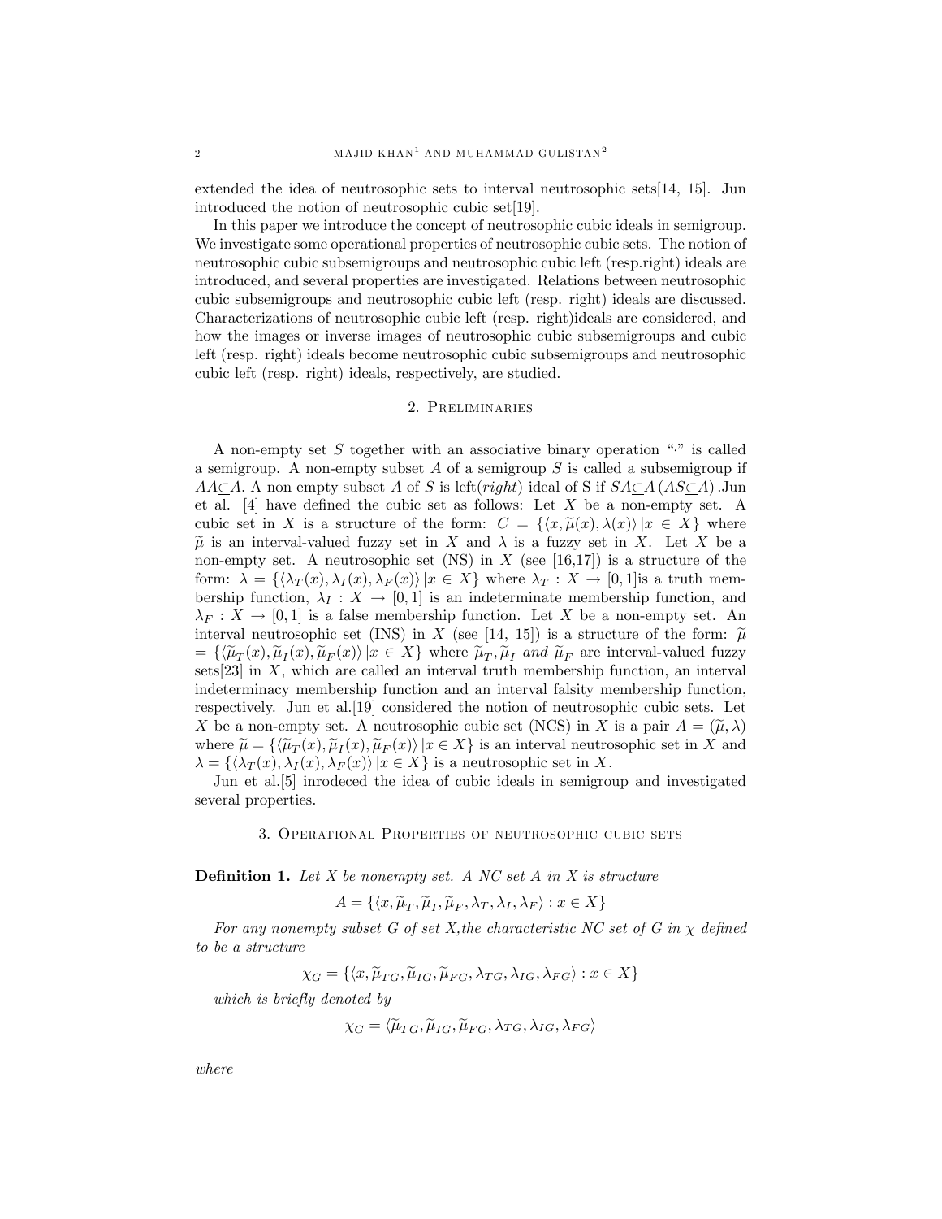extended the idea of neutrosophic sets to interval neutrosophic sets[14, 15]. Jun introduced the notion of neutrosophic cubic set[19].

In this paper we introduce the concept of neutrosophic cubic ideals in semigroup. We investigate some operational properties of neutrosophic cubic sets. The notion of neutrosophic cubic subsemigroups and neutrosophic cubic left (resp.right) ideals are introduced, and several properties are investigated. Relations between neutrosophic cubic subsemigroups and neutrosophic cubic left (resp. right) ideals are discussed. Characterizations of neutrosophic cubic left (resp. right)ideals are considered, and how the images or inverse images of neutrosophic cubic subsemigroups and cubic left (resp. right) ideals become neutrosophic cubic subsemigroups and neutrosophic cubic left (resp. right) ideals, respectively, are studied.

## 2. Preliminaries

A non-empty set $S$ together with an associative binary operation "$\cdot$" is called a semigroup. A non-empty subset $A$ of a semigroup $S$ is called a subsemigroup if $AA \subseteq A$. A non empty subset $A$ of $S$ is left(*right*) ideal of S if $SA \subseteq A$ ($AS \subseteq A$) .Jun et al. [4] have defined the cubic set as follows: Let $X$ be a non-empty set. A cubic set in $X$ is a structure of the form: $C = \{\langle x, \widetilde{\mu}(x), \lambda(x)\rangle \,|x \in X\}$ where $\widetilde{\mu}$ is an interval-valued fuzzy set in $X$ and $\lambda$ is a fuzzy set in $X$. Let $X$ be a non-empty set. A neutrosophic set (NS) in $X$ (see [16,17]) is a structure of the form: $\lambda = \{\langle \lambda_T(x), \lambda_I(x), \lambda_F(x)\rangle \,|x \in X\}$ where $\lambda_T : X \to [0,1]$is a truth membership function, $\lambda_I : X \to [0,1]$ is an indeterminate membership function, and $\lambda_F : X \to [0,1]$ is a false membership function. Let $X$ be a non-empty set. An interval neutrosophic set (INS) in $X$ (see [14, 15]) is a structure of the form: $\widetilde{\mu} = \{\langle \widetilde{\mu}_T(x), \widetilde{\mu}_I(x), \widetilde{\mu}_F(x)\rangle \,|x \in X\}$ where $\widetilde{\mu}_T, \widetilde{\mu}_I$ *and* $\widetilde{\mu}_F$ are interval-valued fuzzy sets[23] in $X$, which are called an interval truth membership function, an interval indeterminacy membership function and an interval falsity membership function, respectively. Jun et al.[19] considered the notion of neutrosophic cubic sets. Let $X$ be a non-empty set. A neutrosophic cubic set (NCS) in $X$ is a pair $A = (\widetilde{\mu}, \lambda)$ where $\widetilde{\mu} = \{\langle \widetilde{\mu}_T(x), \widetilde{\mu}_I(x), \widetilde{\mu}_F(x)\rangle \,|x \in X\}$ is an interval neutrosophic set in $X$ and $\lambda = \{\langle \lambda_T(x), \lambda_I(x), \lambda_F(x)\rangle \,|x \in X\}$ is a neutrosophic set in $X$.

Jun et al.[5] inrodeced the idea of cubic ideals in semigroup and investigated several properties.

## 3. Operational Properties of neutrosophic cubic sets

**Definition 1.** *Let $X$ be nonempty set. A NC set $A$ in $X$ is structure*

$$A = \{\langle x, \widetilde{\mu}_T, \widetilde{\mu}_I, \widetilde{\mu}_F, \lambda_T, \lambda_I, \lambda_F\rangle : x \in X\}$$

*For any nonempty subset $G$ of set $X$,the characteristic NC set of $G$ in $\chi$ defined to be a structure*

$$\chi_G = \{\langle x, \widetilde{\mu}_{TG}, \widetilde{\mu}_{IG}, \widetilde{\mu}_{FG}, \lambda_{TG}, \lambda_{IG}, \lambda_{FG}\rangle : x \in X\}$$

*which is briefly denoted by*

$$\chi_G = \langle \widetilde{\mu}_{TG}, \widetilde{\mu}_{IG}, \widetilde{\mu}_{FG}, \lambda_{TG}, \lambda_{IG}, \lambda_{FG}\rangle$$

*where*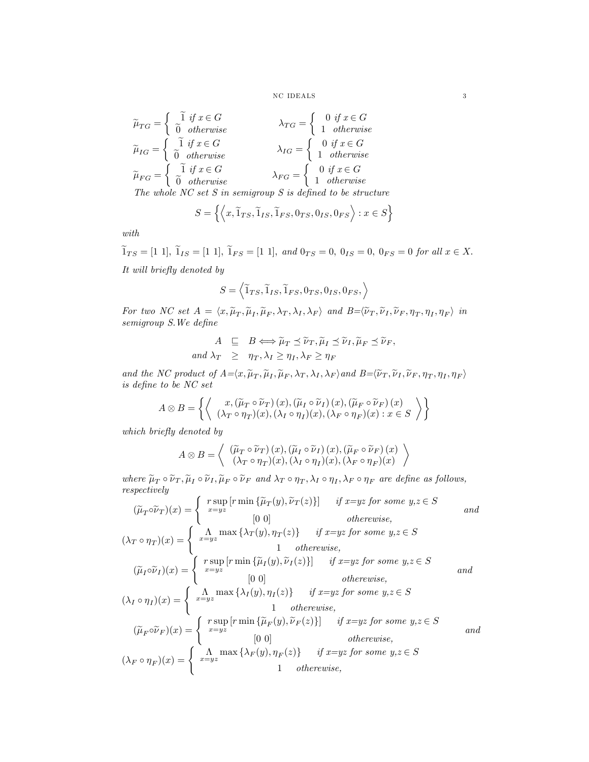$$\widetilde{\mu}_{TG} = \begin{cases} \widetilde{1} \text{ if } x \in G \\ \widetilde{0} \text{ otherwise} \end{cases} \qquad \lambda_{TG} = \begin{cases} 0 \text{ if } x \in G \\ 1 \text{ otherwise} \end{cases}$$

$$\widetilde{\mu}_{IG} = \begin{cases} \widetilde{1} \text{ if } x \in G \\ \widetilde{0} \text{ otherwise} \end{cases} \qquad \lambda_{IG} = \begin{cases} 0 \text{ if } x \in G \\ 1 \text{ otherwise} \end{cases}$$

$$\widetilde{\mu}_{FG} = \begin{cases} \widetilde{1} \text{ if } x \in G \\ \widetilde{0} \text{ otherwise} \end{cases} \qquad \lambda_{FG} = \begin{cases} 0 \text{ if } x \in G \\ 1 \text{ otherwise} \end{cases}$$

*The whole NC set $S$ in semigroup $S$ is defined to be structure*

$$S = \left\{ \left\langle x, \widetilde{1}_{TS}, \widetilde{1}_{IS}, \widetilde{1}_{FS}, 0_{TS}, 0_{IS}, 0_{FS} \right\rangle : x \in S \right\}$$

*with*

$\widetilde{1}_{TS} = [1\ 1],\ \widetilde{1}_{IS} = [1\ 1],\ \widetilde{1}_{FS} = [1\ 1],$ *and* $0_{TS} = 0,\ 0_{IS} = 0,\ 0_{FS} = 0$ *for all* $x \in X$.

*It will briefly denoted by*

$$S = \left\langle \widetilde{1}_{TS}, \widetilde{1}_{IS}, \widetilde{1}_{FS}, 0_{TS}, 0_{IS}, 0_{FS}, \right\rangle$$

*For two NC set* $A = \langle x, \widetilde{\mu}_T, \widetilde{\mu}_I, \widetilde{\mu}_F, \lambda_T, \lambda_I, \lambda_F \rangle$ *and* $B = \langle \widetilde{\nu}_T, \widetilde{\nu}_I, \widetilde{\nu}_F, \eta_T, \eta_I, \eta_F \rangle$ *in semigroup S.We define*

$$\begin{aligned} A \quad &\sqsubseteq \quad B \iff \widetilde{\mu}_T \preceq \widetilde{\nu}_T, \widetilde{\mu}_I \preceq \widetilde{\nu}_I, \widetilde{\mu}_F \preceq \widetilde{\nu}_F, \\ \text{and } \lambda_T \quad &\geq \quad \eta_T, \lambda_I \geq \eta_I, \lambda_F \geq \eta_F \end{aligned}$$

*and the NC product of* $A = \langle x, \widetilde{\mu}_T, \widetilde{\mu}_I, \widetilde{\mu}_F, \lambda_T, \lambda_I, \lambda_F \rangle$ *and* $B = \langle \widetilde{\nu}_T, \widetilde{\nu}_I, \widetilde{\nu}_F, \eta_T, \eta_I, \eta_F \rangle$ *is define to be NC set*

$$A \otimes B = \left\{ \left\langle \begin{array}{c} x, (\widetilde{\mu}_T \circ \widetilde{\nu}_T)(x), (\widetilde{\mu}_I \circ \widetilde{\nu}_I)(x), (\widetilde{\mu}_F \circ \widetilde{\nu}_F)(x) \\ (\lambda_T \circ \eta_T)(x), (\lambda_I \circ \eta_I)(x), (\lambda_F \circ \eta_F)(x) : x \in S \end{array} \right\rangle \right\}$$

*which briefly denoted by*

$$A \otimes B = \left\langle \begin{array}{c} (\widetilde{\mu}_T \circ \widetilde{\nu}_T)(x), (\widetilde{\mu}_I \circ \widetilde{\nu}_I)(x), (\widetilde{\mu}_F \circ \widetilde{\nu}_F)(x) \\ (\lambda_T \circ \eta_T)(x), (\lambda_I \circ \eta_I)(x), (\lambda_F \circ \eta_F)(x) \end{array} \right\rangle$$

*where* $\widetilde{\mu}_T \circ \widetilde{\nu}_T, \widetilde{\mu}_I \circ \widetilde{\nu}_I, \widetilde{\mu}_F \circ \widetilde{\nu}_F$ *and* $\lambda_T \circ \eta_T, \lambda_I \circ \eta_I, \lambda_F \circ \eta_F$ *are define as follows, respectively*

$$(\widetilde{\mu}_T \circ \widetilde{\nu}_T)(x) = \begin{cases} r\sup\limits_{x=yz} [r\min\{\widetilde{\mu}_T(y), \widetilde{\nu}_T(z)\}] & \text{if } x=yz \text{ for some } y,z \in S \\ [0\ 0] & \text{otherewise,} \end{cases} \quad \text{and}$$

$$(\lambda_T \circ \eta_T)(x) = \begin{cases} \Lambda_{x=yz} \max\{\lambda_T(y), \eta_T(z)\} & \text{if } x=yz \text{ for some } y,z \in S \\ 1 & \text{otherwise,} \end{cases}$$

$$(\widetilde{\mu}_I \circ \widetilde{\nu}_I)(x) = \begin{cases} r\sup\limits_{x=yz} [r\min\{\widetilde{\mu}_I(y), \widetilde{\nu}_I(z)\}] & \text{if } x=yz \text{ for some } y,z \in S \\ [0\ 0] & \text{otherewise,} \end{cases} \quad \text{and}$$

$$(\lambda_I \circ \eta_I)(x) = \begin{cases} \Lambda_{x=yz} \max\{\lambda_I(y), \eta_I(z)\} & \text{if } x=yz \text{ for some } y,z \in S \\ 1 & \text{otherwise,} \end{cases}$$

$$(\widetilde{\mu}_F \circ \widetilde{\nu}_F)(x) = \begin{cases} r\sup\limits_{x=yz} [r\min\{\widetilde{\mu}_F(y), \widetilde{\nu}_F(z)\}] & \text{if } x=yz \text{ for some } y,z \in S \\ [0\ 0] & \text{otherewise,} \end{cases} \quad \text{and}$$

$$(\lambda_F \circ \eta_F)(x) = \begin{cases} \Lambda_{x=yz} \max\{\lambda_F(y), \eta_F(z)\} & \text{if } x=yz \text{ for some } y,z \in S \\ 1 & \text{otherwise,} \end{cases}$$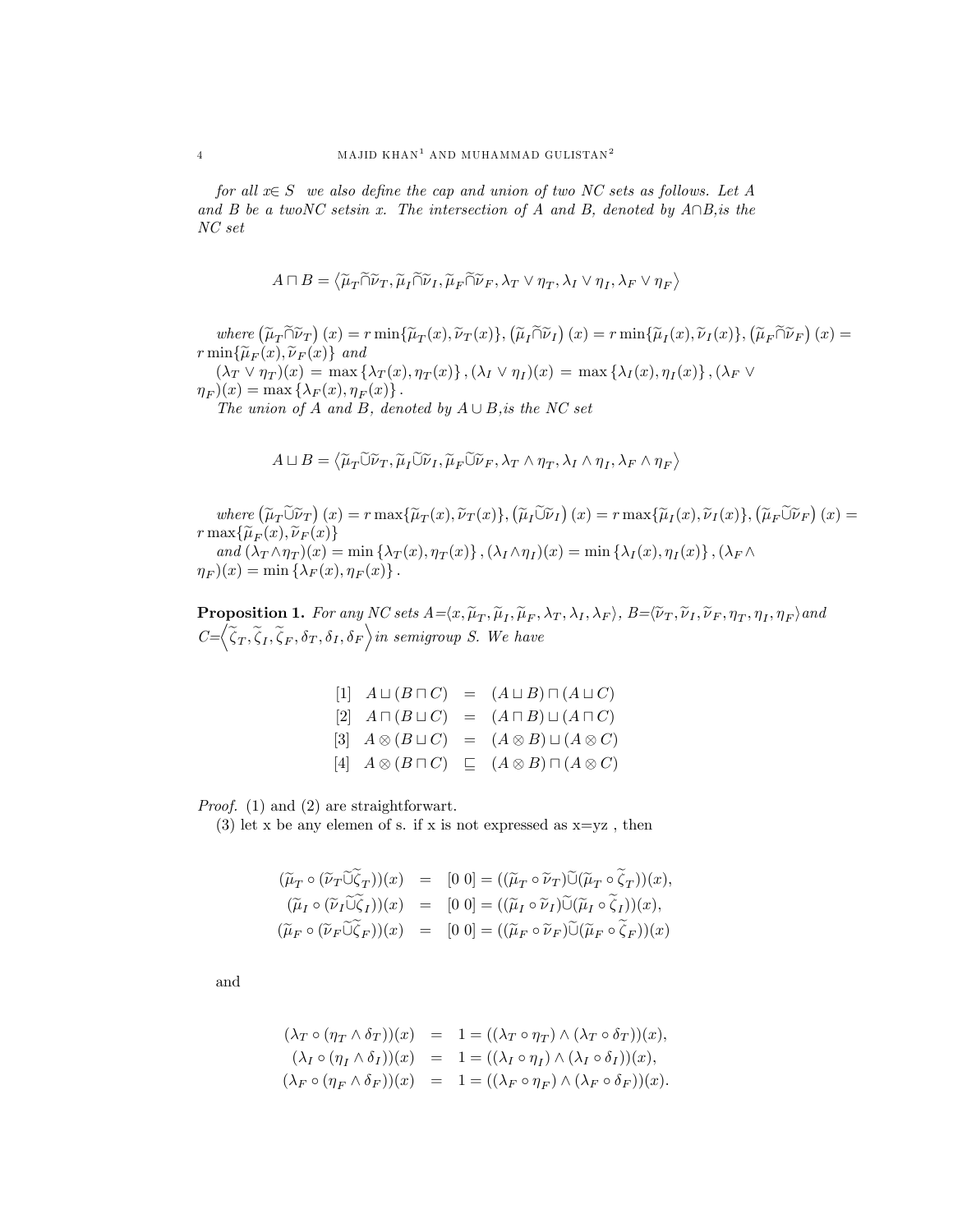*for all $x \in S$ we also define the cap and union of two NC sets as follows. Let A and B be a twoNC setsin x. The intersection of A and B, denoted by $A \cap B$,is the NC set*

$$A \sqcap B = \left\langle \widetilde{\mu}_T \widetilde{\cap} \widetilde{\nu}_T, \widetilde{\mu}_I \widetilde{\cap} \widetilde{\nu}_I, \widetilde{\mu}_F \widetilde{\cap} \widetilde{\nu}_F, \lambda_T \vee \eta_T, \lambda_I \vee \eta_I, \lambda_F \vee \eta_F \right\rangle$$

*where* $\left(\widetilde{\mu}_T \widetilde{\cap} \widetilde{\nu}_T\right)(x) = r\min\{\widetilde{\mu}_T(x), \widetilde{\nu}_T(x)\}$, $\left(\widetilde{\mu}_I \widetilde{\cap} \widetilde{\nu}_I\right)(x) = r\min\{\widetilde{\mu}_I(x), \widetilde{\nu}_I(x)\}$, $\left(\widetilde{\mu}_F \widetilde{\cap} \widetilde{\nu}_F\right)(x) = r\min\{\widetilde{\mu}_F(x), \widetilde{\nu}_F(x)\}$ *and*
$(\lambda_T \vee \eta_T)(x) = \max\{\lambda_T(x), \eta_T(x)\}$, $(\lambda_I \vee \eta_I)(x) = \max\{\lambda_I(x), \eta_I(x)\}$, $(\lambda_F \vee \eta_F)(x) = \max\{\lambda_F(x), \eta_F(x)\}$.

*The union of A and B, denoted by $A \cup B$,is the NC set*

$$A \sqcup B = \left\langle \widetilde{\mu}_T \widetilde{\cup} \widetilde{\nu}_T, \widetilde{\mu}_I \widetilde{\cup} \widetilde{\nu}_I, \widetilde{\mu}_F \widetilde{\cup} \widetilde{\nu}_F, \lambda_T \wedge \eta_T, \lambda_I \wedge \eta_I, \lambda_F \wedge \eta_F \right\rangle$$

*where* $\left(\widetilde{\mu}_T \widetilde{\cup} \widetilde{\nu}_T\right)(x) = r\max\{\widetilde{\mu}_T(x), \widetilde{\nu}_T(x)\}$, $\left(\widetilde{\mu}_I \widetilde{\cup} \widetilde{\nu}_I\right)(x) = r\max\{\widetilde{\mu}_I(x), \widetilde{\nu}_I(x)\}$, $\left(\widetilde{\mu}_F \widetilde{\cup} \widetilde{\nu}_F\right)(x) = r\max\{\widetilde{\mu}_F(x), \widetilde{\nu}_F(x)\}$
*and* $(\lambda_T \wedge \eta_T)(x) = \min\{\lambda_T(x), \eta_T(x)\}$, $(\lambda_I \wedge \eta_I)(x) = \min\{\lambda_I(x), \eta_I(x)\}$, $(\lambda_F \wedge \eta_F)(x) = \min\{\lambda_F(x), \eta_F(x)\}$.

**Proposition 1.** *For any NC sets $A = \langle x, \widetilde{\mu}_T, \widetilde{\mu}_I, \widetilde{\mu}_F, \lambda_T, \lambda_I, \lambda_F \rangle$, $B = \langle \widetilde{\nu}_T, \widetilde{\nu}_I, \widetilde{\nu}_F, \eta_T, \eta_I, \eta_F \rangle$ and $C = \left\langle \widetilde{\zeta}_T, \widetilde{\zeta}_I, \widetilde{\zeta}_F, \delta_T, \delta_I, \delta_F \right\rangle$ in semigroup S. We have*

$$\begin{array}{lrcl}
[1] & A \sqcup (B \sqcap C) & = & (A \sqcup B) \sqcap (A \sqcup C) \\
[2] & A \sqcap (B \sqcup C) & = & (A \sqcap B) \sqcup (A \sqcap C) \\
[3] & A \otimes (B \sqcup C) & = & (A \otimes B) \sqcup (A \otimes C) \\
[4] & A \otimes (B \sqcap C) & \sqsubseteq & (A \otimes B) \sqcap (A \otimes C)
\end{array}$$

*Proof.* (1) and (2) are straightforwart.

(3) let x be any elemen of s. if x is not expressed as x=yz , then

$$\begin{aligned}
(\widetilde{\mu}_T \circ (\widetilde{\nu}_T \widetilde{\cup} \widetilde{\zeta}_T))(x) &= [0\ 0] = ((\widetilde{\mu}_T \circ \widetilde{\nu}_T) \widetilde{\cup} (\widetilde{\mu}_T \circ \widetilde{\zeta}_T))(x), \\
(\widetilde{\mu}_I \circ (\widetilde{\nu}_I \widetilde{\cup} \widetilde{\zeta}_I))(x) &= [0\ 0] = ((\widetilde{\mu}_I \circ \widetilde{\nu}_I) \widetilde{\cup} (\widetilde{\mu}_I \circ \widetilde{\zeta}_I))(x), \\
(\widetilde{\mu}_F \circ (\widetilde{\nu}_F \widetilde{\cup} \widetilde{\zeta}_F))(x) &= [0\ 0] = ((\widetilde{\mu}_F \circ \widetilde{\nu}_F) \widetilde{\cup} (\widetilde{\mu}_F \circ \widetilde{\zeta}_F))(x)
\end{aligned}$$

and

$$\begin{aligned}
(\lambda_T \circ (\eta_T \wedge \delta_T))(x) &= 1 = ((\lambda_T \circ \eta_T) \wedge (\lambda_T \circ \delta_T))(x), \\
(\lambda_I \circ (\eta_I \wedge \delta_I))(x) &= 1 = ((\lambda_I \circ \eta_I) \wedge (\lambda_I \circ \delta_I))(x), \\
(\lambda_F \circ (\eta_F \wedge \delta_F))(x) &= 1 = ((\lambda_F \circ \eta_F) \wedge (\lambda_F \circ \delta_F))(x).
\end{aligned}$$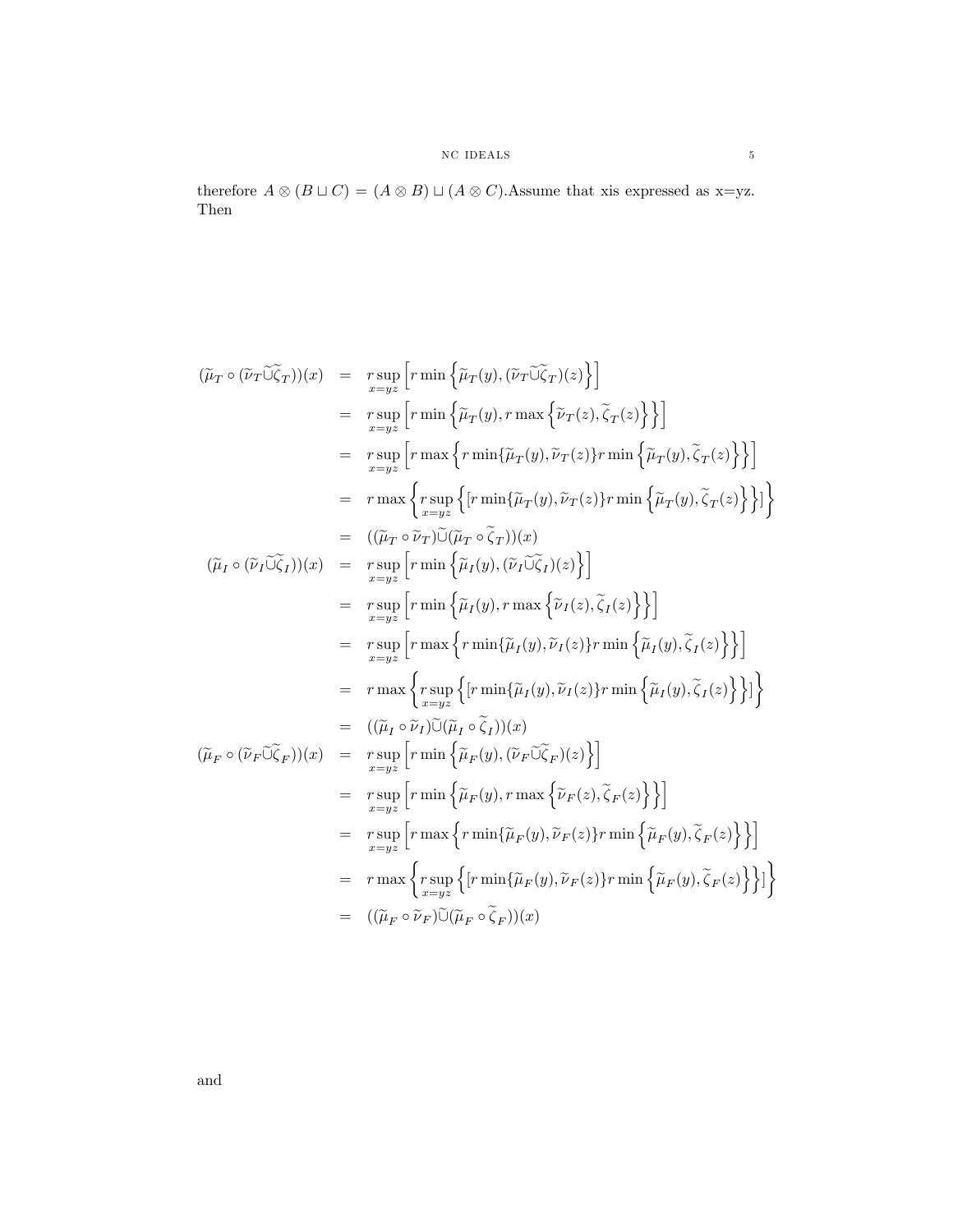therefore $A \otimes (B \sqcup C) = (A \otimes B) \sqcup (A \otimes C)$.Assume that xis expressed as x=yz. Then

$$
\begin{aligned}
(\widetilde{\mu}_T \circ (\widetilde{\nu}_T \widetilde{\cup} \widetilde{\zeta}_T))(x) &= r\sup_{x=yz}\left[r\min\left\{\widetilde{\mu}_T(y), (\widetilde{\nu}_T \widetilde{\cup} \widetilde{\zeta}_T)(z)\right\}\right] \\
&= r\sup_{x=yz}\left[r\min\left\{\widetilde{\mu}_T(y), r\max\left\{\widetilde{\nu}_T(z), \widetilde{\zeta}_T(z)\right\}\right\}\right] \\
&= r\sup_{x=yz}\left[r\max\left\{r\min\{\widetilde{\mu}_T(y), \widetilde{\nu}_T(z)\} r\min\left\{\widetilde{\mu}_T(y), \widetilde{\zeta}_T(z)\right\}\right\}\right] \\
&= r\max\left\{r\sup_{x=yz}\left\{[r\min\{\widetilde{\mu}_T(y), \widetilde{\nu}_T(z)\} r\min\left\{\widetilde{\mu}_T(y), \widetilde{\zeta}_T(z)\right\}\right\}]\right\} \\
&= ((\widetilde{\mu}_T \circ \widetilde{\nu}_T) \widetilde{\cup} (\widetilde{\mu}_T \circ \widetilde{\zeta}_T))(x) \\
(\widetilde{\mu}_I \circ (\widetilde{\nu}_I \widetilde{\cup} \widetilde{\zeta}_I))(x) &= r\sup_{x=yz}\left[r\min\left\{\widetilde{\mu}_I(y), (\widetilde{\nu}_I \widetilde{\cup} \widetilde{\zeta}_I)(z)\right\}\right] \\
&= r\sup_{x=yz}\left[r\min\left\{\widetilde{\mu}_I(y), r\max\left\{\widetilde{\nu}_I(z), \widetilde{\zeta}_I(z)\right\}\right\}\right] \\
&= r\sup_{x=yz}\left[r\max\left\{r\min\{\widetilde{\mu}_I(y), \widetilde{\nu}_I(z)\} r\min\left\{\widetilde{\mu}_I(y), \widetilde{\zeta}_I(z)\right\}\right\}\right] \\
&= r\max\left\{r\sup_{x=yz}\left\{[r\min\{\widetilde{\mu}_I(y), \widetilde{\nu}_I(z)\} r\min\left\{\widetilde{\mu}_I(y), \widetilde{\zeta}_I(z)\right\}\right\}]\right\} \\
&= ((\widetilde{\mu}_I \circ \widetilde{\nu}_I) \widetilde{\cup} (\widetilde{\mu}_I \circ \widetilde{\zeta}_I))(x) \\
(\widetilde{\mu}_F \circ (\widetilde{\nu}_F \widetilde{\cup} \widetilde{\zeta}_F))(x) &= r\sup_{x=yz}\left[r\min\left\{\widetilde{\mu}_F(y), (\widetilde{\nu}_F \widetilde{\cup} \widetilde{\zeta}_F)(z)\right\}\right] \\
&= r\sup_{x=yz}\left[r\min\left\{\widetilde{\mu}_F(y), r\max\left\{\widetilde{\nu}_F(z), \widetilde{\zeta}_F(z)\right\}\right\}\right] \\
&= r\sup_{x=yz}\left[r\max\left\{r\min\{\widetilde{\mu}_F(y), \widetilde{\nu}_F(z)\} r\min\left\{\widetilde{\mu}_F(y), \widetilde{\zeta}_F(z)\right\}\right\}\right] \\
&= r\max\left\{r\sup_{x=yz}\left\{[r\min\{\widetilde{\mu}_F(y), \widetilde{\nu}_F(z)\} r\min\left\{\widetilde{\mu}_F(y), \widetilde{\zeta}_F(z)\right\}\right\}]\right\} \\
&= ((\widetilde{\mu}_F \circ \widetilde{\nu}_F) \widetilde{\cup} (\widetilde{\mu}_F \circ \widetilde{\zeta}_F))(x)
\end{aligned}
$$

and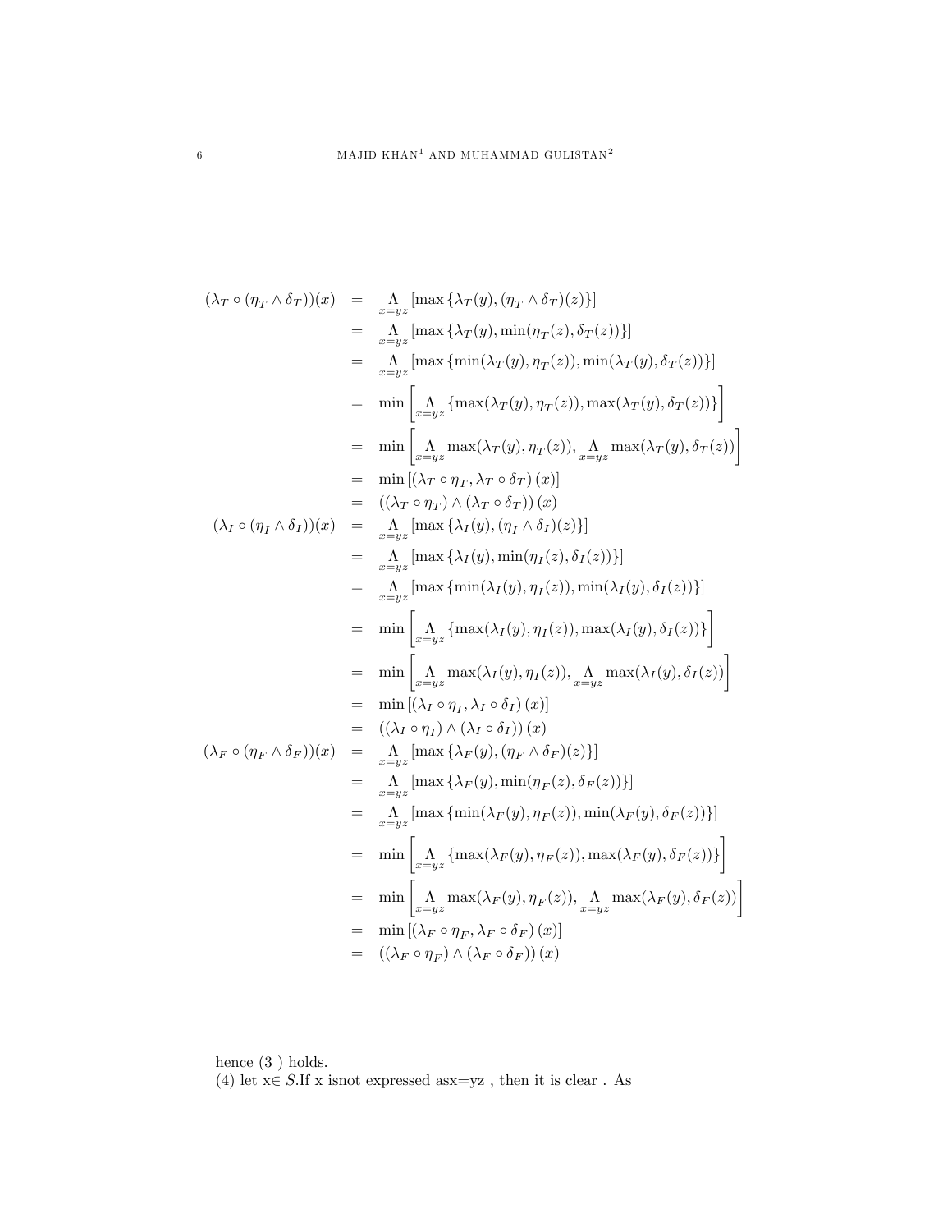$$
\begin{aligned}
(\lambda_T \circ (\eta_T \wedge \delta_T))(x) &= \underset{x=yz}{\Lambda} [\max \{\lambda_T(y), (\eta_T \wedge \delta_T)(z)\}] \\
&= \underset{x=yz}{\Lambda} [\max \{\lambda_T(y), \min(\eta_T(z), \delta_T(z))\}] \\
&= \underset{x=yz}{\Lambda} [\max \{\min(\lambda_T(y), \eta_T(z)), \min(\lambda_T(y), \delta_T(z))\}] \\
&= \min \left[ \underset{x=yz}{\Lambda} \{\max(\lambda_T(y), \eta_T(z)), \max(\lambda_T(y), \delta_T(z))\} \right] \\
&= \min \left[ \underset{x=yz}{\Lambda} \max(\lambda_T(y), \eta_T(z)), \underset{x=yz}{\Lambda} \max(\lambda_T(y), \delta_T(z)) \right] \\
&= \min \left[ (\lambda_T \circ \eta_T, \lambda_T \circ \delta_T)(x) \right] \\
&= ((\lambda_T \circ \eta_T) \wedge (\lambda_T \circ \delta_T))(x) \\
(\lambda_I \circ (\eta_I \wedge \delta_I))(x) &= \underset{x=yz}{\Lambda} [\max \{\lambda_I(y), (\eta_I \wedge \delta_I)(z)\}] \\
&= \underset{x=yz}{\Lambda} [\max \{\lambda_I(y), \min(\eta_I(z), \delta_I(z))\}] \\
&= \underset{x=yz}{\Lambda} [\max \{\min(\lambda_I(y), \eta_I(z)), \min(\lambda_I(y), \delta_I(z))\}] \\
&= \min \left[ \underset{x=yz}{\Lambda} \{\max(\lambda_I(y), \eta_I(z)), \max(\lambda_I(y), \delta_I(z))\} \right] \\
&= \min \left[ \underset{x=yz}{\Lambda} \max(\lambda_I(y), \eta_I(z)), \underset{x=yz}{\Lambda} \max(\lambda_I(y), \delta_I(z)) \right] \\
&= \min \left[ (\lambda_I \circ \eta_I, \lambda_I \circ \delta_I)(x) \right] \\
&= ((\lambda_I \circ \eta_I) \wedge (\lambda_I \circ \delta_I))(x) \\
(\lambda_F \circ (\eta_F \wedge \delta_F))(x) &= \underset{x=yz}{\Lambda} [\max \{\lambda_F(y), (\eta_F \wedge \delta_F)(z)\}] \\
&= \underset{x=yz}{\Lambda} [\max \{\lambda_F(y), \min(\eta_F(z), \delta_F(z))\}] \\
&= \underset{x=yz}{\Lambda} [\max \{\min(\lambda_F(y), \eta_F(z)), \min(\lambda_F(y), \delta_F(z))\}] \\
&= \min \left[ \underset{x=yz}{\Lambda} \{\max(\lambda_F(y), \eta_F(z)), \max(\lambda_F(y), \delta_F(z))\} \right] \\
&= \min \left[ \underset{x=yz}{\Lambda} \max(\lambda_F(y), \eta_F(z)), \underset{x=yz}{\Lambda} \max(\lambda_F(y), \delta_F(z)) \right] \\
&= \min \left[ (\lambda_F \circ \eta_F, \lambda_F \circ \delta_F)(x) \right] \\
&= ((\lambda_F \circ \eta_F) \wedge (\lambda_F \circ \delta_F))(x)
\end{aligned}
$$

hence (3 ) holds.
(4) let x$\in$ $S$.If x isnot expressed asx=yz , then it is clear . As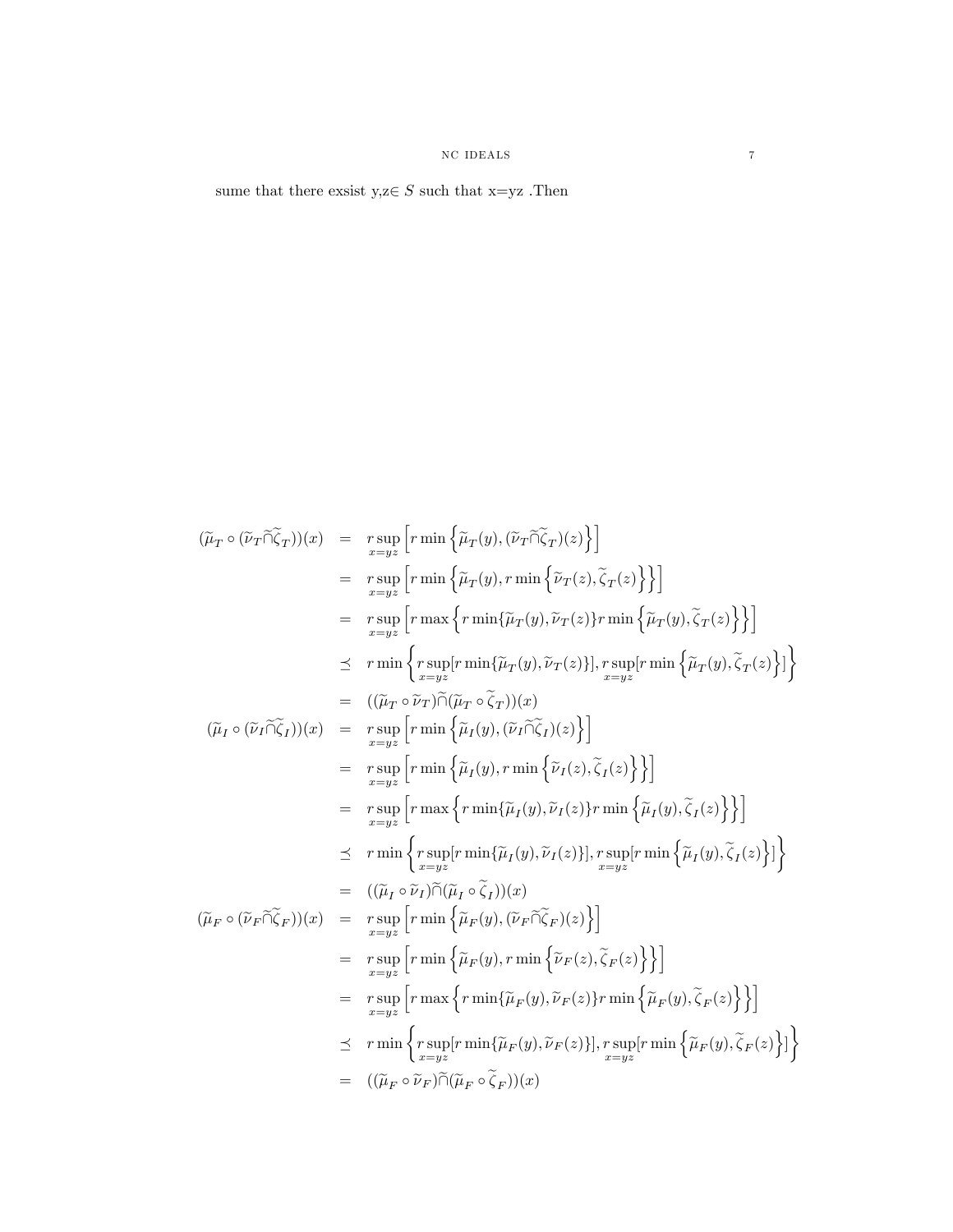sume that there exsist y,z$\in S$ such that x=yz .Then

$$
\begin{aligned}
(\widetilde{\mu}_T \circ (\widetilde{\nu}_T \widetilde{\cap} \widetilde{\zeta}_T))(x) &= r\sup_{x=yz}\left[r\min\left\{\widetilde{\mu}_T(y), (\widetilde{\nu}_T \widetilde{\cap} \widetilde{\zeta}_T)(z)\right\}\right] \\
&= r\sup_{x=yz}\left[r\min\left\{\widetilde{\mu}_T(y), r\min\left\{\widetilde{\nu}_T(z), \widetilde{\zeta}_T(z)\right\}\right\}\right] \\
&= r\sup_{x=yz}\left[r\max\left\{r\min\{\widetilde{\mu}_T(y), \widetilde{\nu}_T(z)\} r\min\left\{\widetilde{\mu}_T(y), \widetilde{\zeta}_T(z)\right\}\right\}\right] \\
&\preceq r\min\left\{r\sup_{x=yz}[r\min\{\widetilde{\mu}_T(y), \widetilde{\nu}_T(z)\}], r\sup_{x=yz}[r\min\left\{\widetilde{\mu}_T(y), \widetilde{\zeta}_T(z)\right\}]\right\} \\
&= ((\widetilde{\mu}_T \circ \widetilde{\nu}_T) \widetilde{\cap} (\widetilde{\mu}_T \circ \widetilde{\zeta}_T))(x) \\
(\widetilde{\mu}_I \circ (\widetilde{\nu}_I \widetilde{\cap} \widetilde{\zeta}_I))(x) &= r\sup_{x=yz}\left[r\min\left\{\widetilde{\mu}_I(y), (\widetilde{\nu}_I \widetilde{\cap} \widetilde{\zeta}_I)(z)\right\}\right] \\
&= r\sup_{x=yz}\left[r\min\left\{\widetilde{\mu}_I(y), r\min\left\{\widetilde{\nu}_I(z), \widetilde{\zeta}_I(z)\right\}\right\}\right] \\
&= r\sup_{x=yz}\left[r\max\left\{r\min\{\widetilde{\mu}_I(y), \widetilde{\nu}_I(z)\} r\min\left\{\widetilde{\mu}_I(y), \widetilde{\zeta}_I(z)\right\}\right\}\right] \\
&\preceq r\min\left\{r\sup_{x=yz}[r\min\{\widetilde{\mu}_I(y), \widetilde{\nu}_I(z)\}], r\sup_{x=yz}[r\min\left\{\widetilde{\mu}_I(y), \widetilde{\zeta}_I(z)\right\}]\right\} \\
&= ((\widetilde{\mu}_I \circ \widetilde{\nu}_I) \widetilde{\cap} (\widetilde{\mu}_I \circ \widetilde{\zeta}_I))(x) \\
(\widetilde{\mu}_F \circ (\widetilde{\nu}_F \widetilde{\cap} \widetilde{\zeta}_F))(x) &= r\sup_{x=yz}\left[r\min\left\{\widetilde{\mu}_F(y), (\widetilde{\nu}_F \widetilde{\cap} \widetilde{\zeta}_F)(z)\right\}\right] \\
&= r\sup_{x=yz}\left[r\min\left\{\widetilde{\mu}_F(y), r\min\left\{\widetilde{\nu}_F(z), \widetilde{\zeta}_F(z)\right\}\right\}\right] \\
&= r\sup_{x=yz}\left[r\max\left\{r\min\{\widetilde{\mu}_F(y), \widetilde{\nu}_F(z)\} r\min\left\{\widetilde{\mu}_F(y), \widetilde{\zeta}_F(z)\right\}\right\}\right] \\
&\preceq r\min\left\{r\sup_{x=yz}[r\min\{\widetilde{\mu}_F(y), \widetilde{\nu}_F(z)\}], r\sup_{x=yz}[r\min\left\{\widetilde{\mu}_F(y), \widetilde{\zeta}_F(z)\right\}]\right\} \\
&= ((\widetilde{\mu}_F \circ \widetilde{\nu}_F) \widetilde{\cap} (\widetilde{\mu}_F \circ \widetilde{\zeta}_F))(x)
\end{aligned}
$$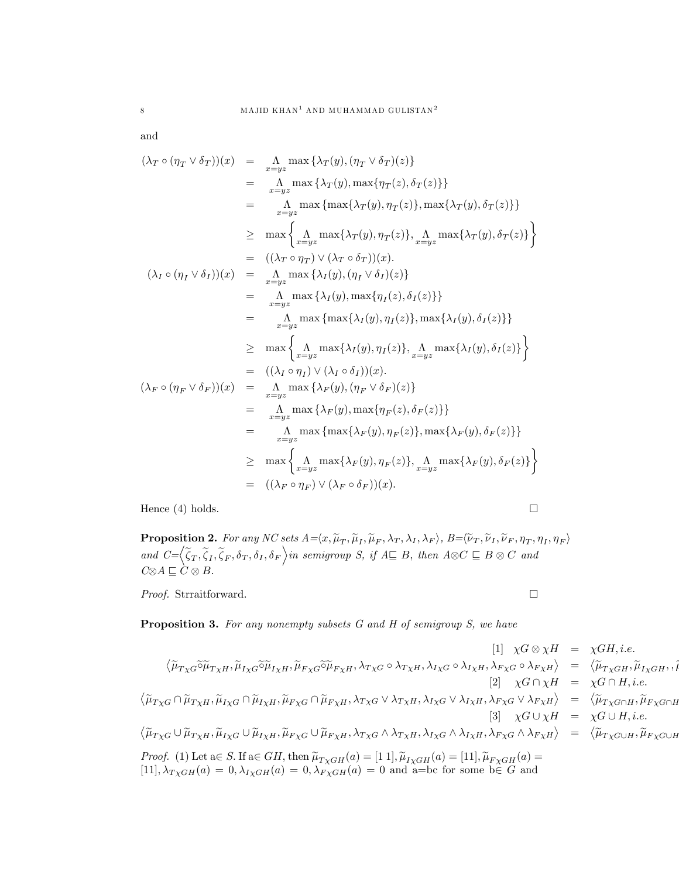and

$$
\begin{aligned}
(\lambda_T \circ (\eta_T \vee \delta_T))(x) &= \underset{x=yz}{\Lambda} \max\{\lambda_T(y), (\eta_T \vee \delta_T)(z)\} \\
&= \underset{x=yz}{\Lambda} \max\{\lambda_T(y), \max\{\eta_T(z), \delta_T(z)\}\} \\
&= \underset{x=yz}{\Lambda} \max\{\max\{\lambda_T(y), \eta_T(z)\}, \max\{\lambda_T(y), \delta_T(z)\}\} \\
&\geq \max\left\{\underset{x=yz}{\Lambda} \max\{\lambda_T(y), \eta_T(z)\}, \underset{x=yz}{\Lambda} \max\{\lambda_T(y), \delta_T(z)\}\right\} \\
&= ((\lambda_T \circ \eta_T) \vee (\lambda_T \circ \delta_T))(x). \\
(\lambda_I \circ (\eta_I \vee \delta_I))(x) &= \underset{x=yz}{\Lambda} \max\{\lambda_I(y), (\eta_I \vee \delta_I)(z)\} \\
&= \underset{x=yz}{\Lambda} \max\{\lambda_I(y), \max\{\eta_I(z), \delta_I(z)\}\} \\
&= \underset{x=yz}{\Lambda} \max\{\max\{\lambda_I(y), \eta_I(z)\}, \max\{\lambda_I(y), \delta_I(z)\}\} \\
&\geq \max\left\{\underset{x=yz}{\Lambda} \max\{\lambda_I(y), \eta_I(z)\}, \underset{x=yz}{\Lambda} \max\{\lambda_I(y), \delta_I(z)\}\right\} \\
&= ((\lambda_I \circ \eta_I) \vee (\lambda_I \circ \delta_I))(x). \\
(\lambda_F \circ (\eta_F \vee \delta_F))(x) &= \underset{x=yz}{\Lambda} \max\{\lambda_F(y), (\eta_F \vee \delta_F)(z)\} \\
&= \underset{x=yz}{\Lambda} \max\{\lambda_F(y), \max\{\eta_F(z), \delta_F(z)\}\} \\
&= \underset{x=yz}{\Lambda} \max\{\max\{\lambda_F(y), \eta_F(z)\}, \max\{\lambda_F(y), \delta_F(z)\}\} \\
&\geq \max\left\{\underset{x=yz}{\Lambda} \max\{\lambda_F(y), \eta_F(z)\}, \underset{x=yz}{\Lambda} \max\{\lambda_F(y), \delta_F(z)\}\right\} \\
&= ((\lambda_F \circ \eta_F) \vee (\lambda_F \circ \delta_F))(x).
\end{aligned}
$$

Hence (4) holds. □

**Proposition 2.** *For any NC sets* $A=\langle x, \widetilde{\mu}_T, \widetilde{\mu}_I, \widetilde{\mu}_F, \lambda_T, \lambda_I, \lambda_F\rangle$, $B=\langle \widetilde{\nu}_T, \widetilde{\nu}_I, \widetilde{\nu}_F, \eta_T, \eta_I, \eta_F\rangle$ *and* $C=\left\langle \widetilde{\zeta}_T, \widetilde{\zeta}_I, \widetilde{\zeta}_F, \delta_T, \delta_I, \delta_F\right\rangle$ *in semigroup S, if* $A \sqsubseteq B$, *then* $A \otimes C \sqsubseteq B \otimes C$ *and* $C \otimes A \sqsubseteq C \otimes B$.

*Proof.* Strraitforward. □

**Proposition 3.** *For any nonempty subsets G and H of semigroup S, we have*

$$
\begin{aligned}
[1] \quad \chi G \otimes \chi H &= \chi GH, i.e. \\
\left\langle \widetilde{\mu}_{T\chi G} \widetilde{\circ} \widetilde{\mu}_{T\chi H}, \widetilde{\mu}_{I\chi G} \widetilde{\circ} \widetilde{\mu}_{I\chi H}, \widetilde{\mu}_{F\chi G} \widetilde{\circ} \widetilde{\mu}_{F\chi H}, \lambda_{T\chi G} \circ \lambda_{T\chi H}, \lambda_{I\chi G} \circ \lambda_{I\chi H}, \lambda_{F\chi G} \circ \lambda_{F\chi H}\right\rangle &= \langle \widetilde{\mu}_{T\chi GH}, \widetilde{\mu}_{I\chi GH}, , \widetilde{\mu} \\
[2] \quad \chi G \cap \chi H &= \chi G \cap H, i.e. \\
\left\langle \widetilde{\mu}_{T\chi G} \cap \widetilde{\mu}_{T\chi H}, \widetilde{\mu}_{I\chi G} \cap \widetilde{\mu}_{I\chi H}, \widetilde{\mu}_{F\chi G} \cap \widetilde{\mu}_{F\chi H}, \lambda_{T\chi G} \vee \lambda_{T\chi H}, \lambda_{I\chi G} \vee \lambda_{I\chi H}, \lambda_{F\chi G} \vee \lambda_{F\chi H}\right\rangle &= \langle \widetilde{\mu}_{T\chi G\cap H}, \widetilde{\mu}_{F\chi G\cap H} \\
[3] \quad \chi G \cup \chi H &= \chi G \cup H, i.e. \\
\left\langle \widetilde{\mu}_{T\chi G} \cup \widetilde{\mu}_{T\chi H}, \widetilde{\mu}_{I\chi G} \cup \widetilde{\mu}_{I\chi H}, \widetilde{\mu}_{F\chi G} \cup \widetilde{\mu}_{F\chi H}, \lambda_{T\chi G} \wedge \lambda_{T\chi H}, \lambda_{I\chi G} \wedge \lambda_{I\chi H}, \lambda_{F\chi G} \wedge \lambda_{F\chi H}\right\rangle &= \langle \widetilde{\mu}_{T\chi G\cup H}, \widetilde{\mu}_{F\chi G\cup H}
\end{aligned}
$$

*Proof.* (1) Let $a \in S$. If $a \in GH$, then $\widetilde{\mu}_{T\chi GH}(a) = [1\,1]$, $\widetilde{\mu}_{I\chi GH}(a) = [11]$, $\widetilde{\mu}_{F\chi GH}(a) = [11]$, $\lambda_{T\chi GH}(a) = 0$, $\lambda_{I\chi GH}(a) = 0$, $\lambda_{F\chi GH}(a) = 0$ and $a=bc$ for some $b \in G$ and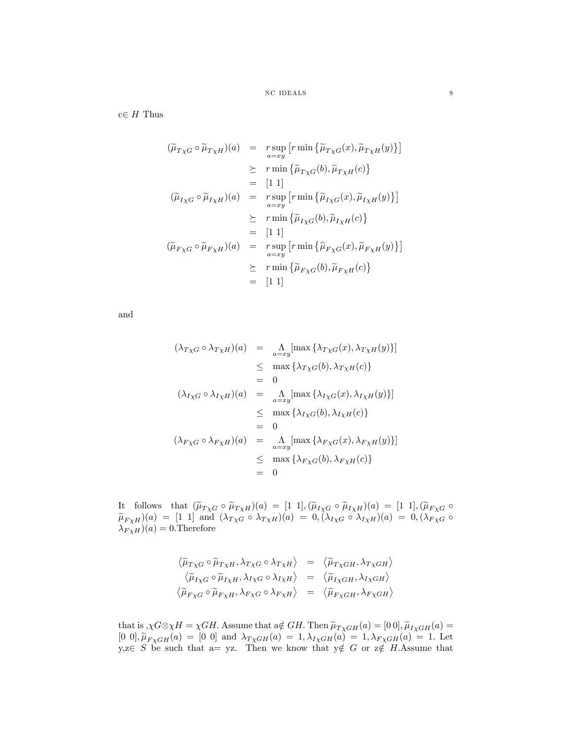c$\in H$ Thus

$$
\begin{aligned}
(\widetilde{\mu}_{T\chi G} \circ \widetilde{\mu}_{T\chi H})(a) &= \underset{a=xy}{r\sup}\left[r\min\left\{\widetilde{\mu}_{T\chi G}(x), \widetilde{\mu}_{T\chi H}(y)\right\}\right] \\
&\succeq r\min\left\{\widetilde{\mu}_{T\chi G}(b), \widetilde{\mu}_{T\chi H}(c)\right\} \\
&= [1\ 1] \\
(\widetilde{\mu}_{I\chi G} \circ \widetilde{\mu}_{I\chi H})(a) &= \underset{a=xy}{r\sup}\left[r\min\left\{\widetilde{\mu}_{I\chi G}(x), \widetilde{\mu}_{I\chi H}(y)\right\}\right] \\
&\succeq r\min\left\{\widetilde{\mu}_{I\chi G}(b), \widetilde{\mu}_{I\chi H}(c)\right\} \\
&= [1\ 1] \\
(\widetilde{\mu}_{F\chi G} \circ \widetilde{\mu}_{F\chi H})(a) &= \underset{a=xy}{r\sup}\left[r\min\left\{\widetilde{\mu}_{F\chi G}(x), \widetilde{\mu}_{F\chi H}(y)\right\}\right] \\
&\succeq r\min\left\{\widetilde{\mu}_{F\chi G}(b), \widetilde{\mu}_{F\chi H}(c)\right\} \\
&= [1\ 1]
\end{aligned}
$$

and

$$
\begin{aligned}
(\lambda_{T\chi G} \circ \lambda_{T\chi H})(a) &= \underset{a=xy}{\Lambda}[\max\left\{\lambda_{T\chi G}(x), \lambda_{T\chi H}(y)\right\}] \\
&\leq \max\left\{\lambda_{T\chi G}(b), \lambda_{T\chi H}(c)\right\} \\
&= 0 \\
(\lambda_{I\chi G} \circ \lambda_{I\chi H})(a) &= \underset{a=xy}{\Lambda}[\max\left\{\lambda_{I\chi G}(x), \lambda_{I\chi H}(y)\right\}] \\
&\leq \max\left\{\lambda_{I\chi G}(b), \lambda_{I\chi H}(c)\right\} \\
&= 0 \\
(\lambda_{F\chi G} \circ \lambda_{F\chi H})(a) &= \underset{a=xy}{\Lambda}[\max\left\{\lambda_{F\chi G}(x), \lambda_{F\chi H}(y)\right\}] \\
&\leq \max\left\{\lambda_{F\chi G}(b), \lambda_{F\chi H}(c)\right\} \\
&= 0
\end{aligned}
$$

It follows that $(\widetilde{\mu}_{T\chi G} \circ \widetilde{\mu}_{T\chi H})(a) = [1\ 1], (\widetilde{\mu}_{I\chi G} \circ \widetilde{\mu}_{I\chi H})(a) = [1\ 1], (\widetilde{\mu}_{F\chi G} \circ \widetilde{\mu}_{F\chi H})(a) = [1\ 1]$ and $(\lambda_{T\chi G} \circ \lambda_{T\chi H})(a) = 0, (\lambda_{I\chi G} \circ \lambda_{I\chi H})(a) = 0, (\lambda_{F\chi G} \circ \lambda_{F\chi H})(a) = 0$.Therefore

$$
\begin{aligned}
\left\langle \widetilde{\mu}_{T\chi G} \circ \widetilde{\mu}_{T\chi H}, \lambda_{T\chi G} \circ \lambda_{T\chi H} \right\rangle &= \left\langle \widetilde{\mu}_{T\chi GH}, \lambda_{T\chi GH} \right\rangle \\
\left\langle \widetilde{\mu}_{I\chi G} \circ \widetilde{\mu}_{I\chi H}, \lambda_{I\chi G} \circ \lambda_{I\chi H} \right\rangle &= \left\langle \widetilde{\mu}_{I\chi GH}, \lambda_{I\chi GH} \right\rangle \\
\left\langle \widetilde{\mu}_{F\chi G} \circ \widetilde{\mu}_{F\chi H}, \lambda_{F\chi G} \circ \lambda_{F\chi H} \right\rangle &= \left\langle \widetilde{\mu}_{F\chi GH}, \lambda_{F\chi GH} \right\rangle
\end{aligned}
$$

that is ,$\chi G \otimes \chi H = \chi GH$. Assume that a$\notin GH$. Then $\widetilde{\mu}_{T\chi GH}(a) = [0\ 0], \widetilde{\mu}_{I\chi GH}(a) = [0\ 0], \widetilde{\mu}_{F\chi GH}(a) = [0\ 0]$ and $\lambda_{T\chi GH}(a) = 1, \lambda_{I\chi GH}(a) = 1, \lambda_{F\chi GH}(a) = 1$. Let y,z$\in S$ be such that a= yz. Then we know that y$\notin G$ or z$\notin H$.Assume that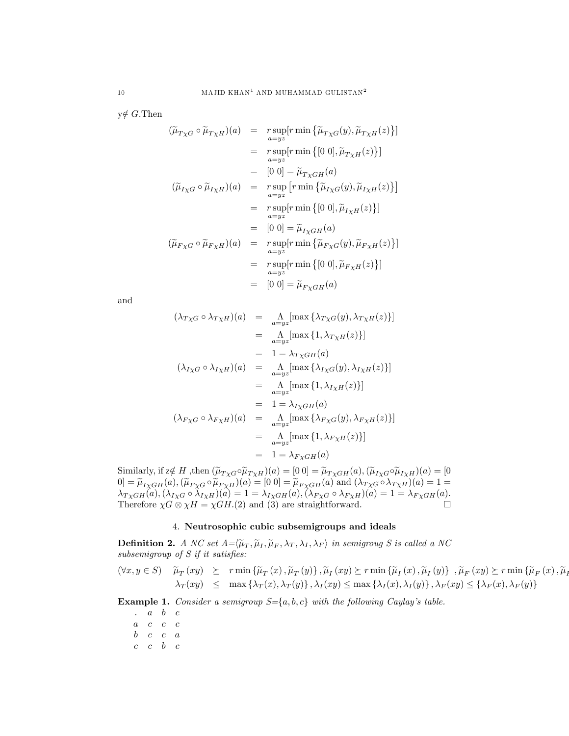y$\notin G$.Then

$$
\begin{aligned}
(\widetilde{\mu}_{T\chi G} \circ \widetilde{\mu}_{T\chi H})(a) &= r\sup_{a=yz}[r\min\{\widetilde{\mu}_{T\chi G}(y), \widetilde{\mu}_{T\chi H}(z)\}] \\
&= r\sup_{a=yz}[r\min\{[0\ 0], \widetilde{\mu}_{T\chi H}(z)\}] \\
&= [0\ 0] = \widetilde{\mu}_{T\chi GH}(a) \\
(\widetilde{\mu}_{I\chi G} \circ \widetilde{\mu}_{I\chi H})(a) &= r\sup_{a=yz}\left[r\min\{\widetilde{\mu}_{I\chi G}(y), \widetilde{\mu}_{I\chi H}(z)\}\right] \\
&= r\sup_{a=yz}[r\min\{[0\ 0], \widetilde{\mu}_{I\chi H}(z)\}] \\
&= [0\ 0] = \widetilde{\mu}_{I\chi GH}(a) \\
(\widetilde{\mu}_{F\chi G} \circ \widetilde{\mu}_{F\chi H})(a) &= r\sup_{a=yz}[r\min\{\widetilde{\mu}_{F\chi G}(y), \widetilde{\mu}_{F\chi H}(z)\}] \\
&= r\sup_{a=yz}[r\min\{[0\ 0], \widetilde{\mu}_{F\chi H}(z)\}] \\
&= [0\ 0] = \widetilde{\mu}_{F\chi GH}(a)
\end{aligned}
$$

and

$$
\begin{aligned}
(\lambda_{T\chi G} \circ \lambda_{T\chi H})(a) &= \underset{a=yz}{\Lambda}[\max\{\lambda_{T\chi G}(y), \lambda_{T\chi H}(z)\}] \\
&= \underset{a=yz}{\Lambda}[\max\{1, \lambda_{T\chi H}(z)\}] \\
&= 1 = \lambda_{T\chi GH}(a) \\
(\lambda_{I\chi G} \circ \lambda_{I\chi H})(a) &= \underset{a=yz}{\Lambda}[\max\{\lambda_{I\chi G}(y), \lambda_{I\chi H}(z)\}] \\
&= \underset{a=yz}{\Lambda}[\max\{1, \lambda_{I\chi H}(z)\}] \\
&= 1 = \lambda_{I\chi GH}(a) \\
(\lambda_{F\chi G} \circ \lambda_{F\chi H})(a) &= \underset{a=yz}{\Lambda}[\max\{\lambda_{F\chi G}(y), \lambda_{F\chi H}(z)\}] \\
&= \underset{a=yz}{\Lambda}[\max\{1, \lambda_{F\chi H}(z)\}] \\
&= 1 = \lambda_{F\chi GH}(a)
\end{aligned}
$$

Similarly, if z$\notin H$ ,then $(\widetilde{\mu}_{T\chi G}\circ\widetilde{\mu}_{T\chi H})(a) = [0\ 0] = \widetilde{\mu}_{T\chi GH}(a), (\widetilde{\mu}_{I\chi G}\circ\widetilde{\mu}_{I\chi H})(a) = [0\ 0] = \widetilde{\mu}_{I\chi GH}(a), (\widetilde{\mu}_{F\chi G}\circ\widetilde{\mu}_{F\chi H})(a) = [0\ 0] = \widetilde{\mu}_{F\chi GH}(a)$ and $(\lambda_{T\chi G}\circ\lambda_{T\chi H})(a) = 1 = \lambda_{T\chi GH}(a), (\lambda_{I\chi G}\circ\lambda_{I\chi H})(a) = 1 = \lambda_{I\chi GH}(a), (\lambda_{F\chi G}\circ\lambda_{F\chi H})(a) = 1 = \lambda_{F\chi GH}(a)$. Therefore $\chi G \otimes \chi H = \chi GH$.(2) and (3) are straightforward. □

## 4. Neutrosophic cubic subsemigroups and ideals

**Definition 2.** *A NC set $A=\langle\widetilde{\mu}_T, \widetilde{\mu}_I, \widetilde{\mu}_F, \lambda_T, \lambda_I, \lambda_F\rangle$ in semigroug $S$ is called a NC subsemigroup of $S$ if it satisfies:*

$$
\begin{aligned}
(\forall x, y \in S) \quad \widetilde{\mu}_T(xy) &\succeq r\min\{\widetilde{\mu}_T(x), \widetilde{\mu}_T(y)\}, \widetilde{\mu}_I(xy) \succeq r\min\{\widetilde{\mu}_I(x), \widetilde{\mu}_I(y)\}\ , \widetilde{\mu}_F(xy) \succeq r\min\{\widetilde{\mu}_F(x), \widetilde{\mu}_F(y)\} \\
\lambda_T(xy) &\leq \max\{\lambda_T(x), \lambda_T(y)\}, \lambda_I(xy) \leq \max\{\lambda_I(x), \lambda_I(y)\}, \lambda_F(xy) \leq \{\lambda_F(x), \lambda_F(y)\}
\end{aligned}
$$

**Example 1.** *Consider a semigroup $S$={$a, b, c$} with the following Caylay's table.*

| . | $a$ | $b$ | $c$ |
|---|---|---|---|
| $a$ | $c$ | $c$ | $c$ |
| $b$ | $c$ | $c$ | $a$ |
| $c$ | $c$ | $b$ | $c$ |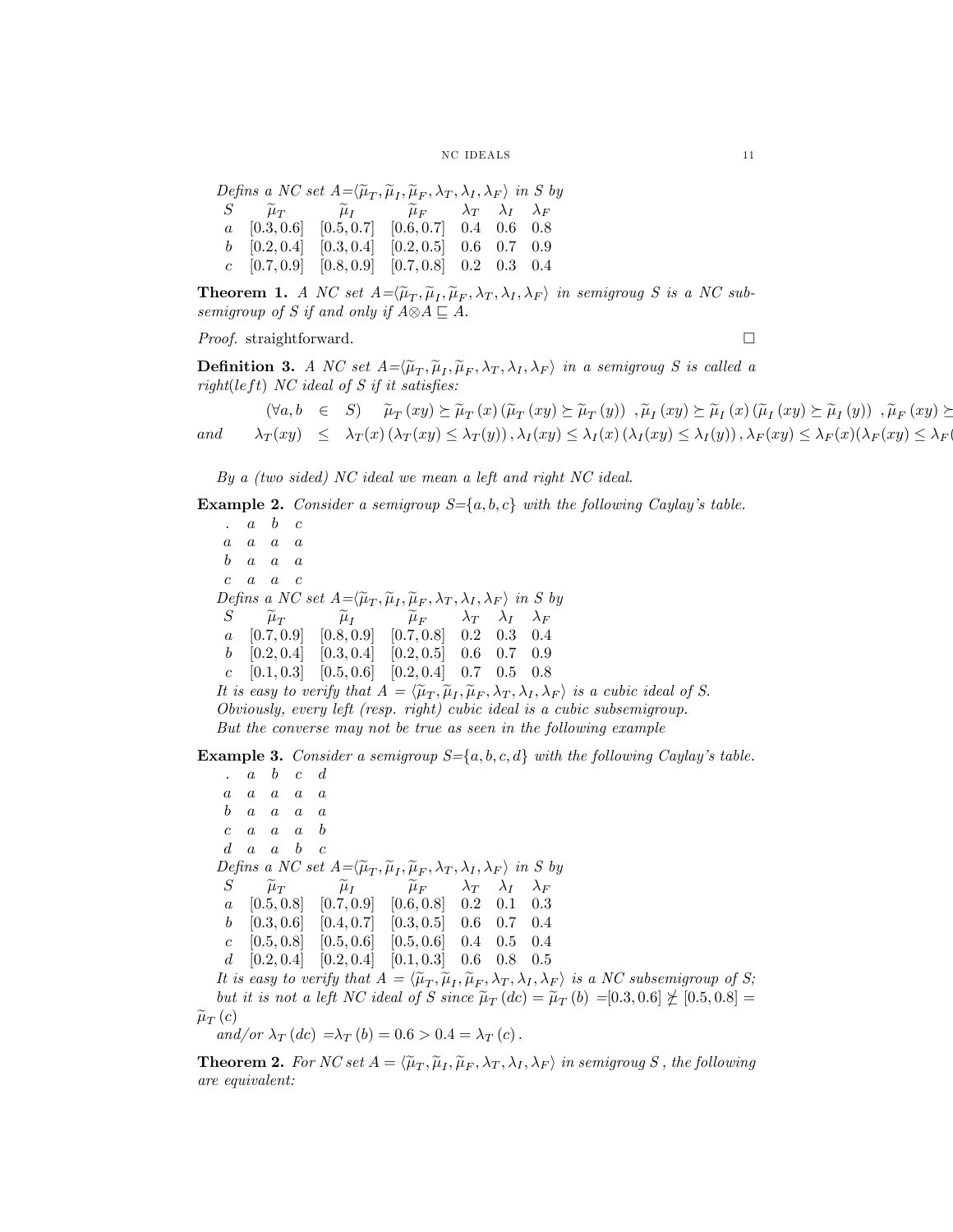*Defins a NC set* $A$=$\langle\widetilde{\mu}_T,\widetilde{\mu}_I,\widetilde{\mu}_F,\lambda_T,\lambda_I,\lambda_F\rangle$ *in* $S$ *by*

| $S$ | $\widetilde{\mu}_T$ | $\widetilde{\mu}_I$ | $\widetilde{\mu}_F$ | $\lambda_T$ | $\lambda_I$ | $\lambda_F$ |
|---|---|---|---|---|---|---|
| $a$ | $[0.3, 0.6]$ | $[0.5, 0.7]$ | $[0.6, 0.7]$ | 0.4 | 0.6 | 0.8 |
| $b$ | $[0.2, 0.4]$ | $[0.3, 0.4]$ | $[0.2, 0.5]$ | 0.6 | 0.7 | 0.9 |
| $c$ | $[0.7, 0.9]$ | $[0.8, 0.9]$ | $[0.7, 0.8]$ | 0.2 | 0.3 | 0.4 |

**Theorem 1.** *A NC set* $A$=$\langle\widetilde{\mu}_T,\widetilde{\mu}_I,\widetilde{\mu}_F,\lambda_T,\lambda_I,\lambda_F\rangle$ *in semigroug* $S$ *is a NC subsemigroup of* $S$ *if and only if* $A\otimes A\sqsubseteq A$.

*Proof.* straightforward. □

**Definition 3.** *A NC set* $A$=$\langle\widetilde{\mu}_T,\widetilde{\mu}_I,\widetilde{\mu}_F,\lambda_T,\lambda_I,\lambda_F\rangle$ *in a semigroug* $S$ *is called a right(left) NC ideal of* $S$ *if it satisfies:*

$$(\forall a,b \in S) \quad \widetilde{\mu}_T(xy)\succeq\widetilde{\mu}_T(x)\left(\widetilde{\mu}_T(xy)\succeq\widetilde{\mu}_T(y)\right),\ \widetilde{\mu}_I(xy)\succeq\widetilde{\mu}_I(x)\left(\widetilde{\mu}_I(xy)\succeq\widetilde{\mu}_I(y)\right),\ \widetilde{\mu}_F(xy)\succeq$$

$$\text{and} \quad \lambda_T(xy) \leq \lambda_T(x)\left(\lambda_T(xy)\leq\lambda_T(y)\right),\lambda_I(xy)\leq\lambda_I(x)\left(\lambda_I(xy)\leq\lambda_I(y)\right),\lambda_F(xy)\leq\lambda_F(x)(\lambda_F(xy)\leq\lambda_F($$

*By a (two sided) NC ideal we mean a left and right NC ideal.*

**Example 2.** *Consider a semigroup* $S$=$\{a,b,c\}$ *with the following Caylay's table.*

| . | $a$ | $b$ | $c$ |
|---|---|---|---|
| $a$ | $a$ | $a$ | $a$ |
| $b$ | $a$ | $a$ | $a$ |
| $c$ | $a$ | $a$ | $c$ |

*Defins a NC set* $A$=$\langle\widetilde{\mu}_T,\widetilde{\mu}_I,\widetilde{\mu}_F,\lambda_T,\lambda_I,\lambda_F\rangle$ *in* $S$ *by*

| $S$ | $\widetilde{\mu}_T$ | $\widetilde{\mu}_I$ | $\widetilde{\mu}_F$ | $\lambda_T$ | $\lambda_I$ | $\lambda_F$ |
|---|---|---|---|---|---|---|
| $a$ | $[0.7, 0.9]$ | $[0.8, 0.9]$ | $[0.7, 0.8]$ | 0.2 | 0.3 | 0.4 |
| $b$ | $[0.2, 0.4]$ | $[0.3, 0.4]$ | $[0.2, 0.5]$ | 0.6 | 0.7 | 0.9 |
| $c$ | $[0.1, 0.3]$ | $[0.5, 0.6]$ | $[0.2, 0.4]$ | 0.7 | 0.5 | 0.8 |

*It is easy to verify that* $A=\langle\widetilde{\mu}_T,\widetilde{\mu}_I,\widetilde{\mu}_F,\lambda_T,\lambda_I,\lambda_F\rangle$ *is a cubic ideal of* $S$.
*Obviously, every left (resp. right) cubic ideal is a cubic subsemigroup.*
*But the converse may not be true as seen in the following example*

**Example 3.** *Consider a semigroup* $S$=$\{a,b,c,d\}$ *with the following Caylay's table.*

| . | $a$ | $b$ | $c$ | $d$ |
|---|---|---|---|---|
| $a$ | $a$ | $a$ | $a$ | $a$ |
| $b$ | $a$ | $a$ | $a$ | $a$ |
| $c$ | $a$ | $a$ | $a$ | $b$ |
| $d$ | $a$ | $a$ | $b$ | $c$ |

*Defins a NC set* $A$=$\langle\widetilde{\mu}_T,\widetilde{\mu}_I,\widetilde{\mu}_F,\lambda_T,\lambda_I,\lambda_F\rangle$ *in* $S$ *by*

| $S$ | $\widetilde{\mu}_T$ | $\widetilde{\mu}_I$ | $\widetilde{\mu}_F$ | $\lambda_T$ | $\lambda_I$ | $\lambda_F$ |
|---|---|---|---|---|---|---|
| $a$ | $[0.5, 0.8]$ | $[0.7, 0.9]$ | $[0.6, 0.8]$ | 0.2 | 0.1 | 0.3 |
| $b$ | $[0.3, 0.6]$ | $[0.4, 0.7]$ | $[0.3, 0.5]$ | 0.6 | 0.7 | 0.4 |
| $c$ | $[0.5, 0.8]$ | $[0.5, 0.6]$ | $[0.5, 0.6]$ | 0.4 | 0.5 | 0.4 |
| $d$ | $[0.2, 0.4]$ | $[0.2, 0.4]$ | $[0.1, 0.3]$ | 0.6 | 0.8 | 0.5 |

*It is easy to verify that* $A=\langle\widetilde{\mu}_T,\widetilde{\mu}_I,\widetilde{\mu}_F,\lambda_T,\lambda_I,\lambda_F\rangle$ *is a NC subsemigroup of S; but it is not a left NC ideal of* $S$ *since* $\widetilde{\mu}_T(dc)=\widetilde{\mu}_T(b)$ $=[0.3,0.6]\not\succeq[0.5,0.8]=\widetilde{\mu}_T(c)$
*and/or* $\lambda_T(dc)$ $=\lambda_T(b)=0.6>0.4=\lambda_T(c)$.

**Theorem 2.** *For NC set* $A=\langle\widetilde{\mu}_T,\widetilde{\mu}_I,\widetilde{\mu}_F,\lambda_T,\lambda_I,\lambda_F\rangle$ *in semigroug* $S$, *the following are equivalent:*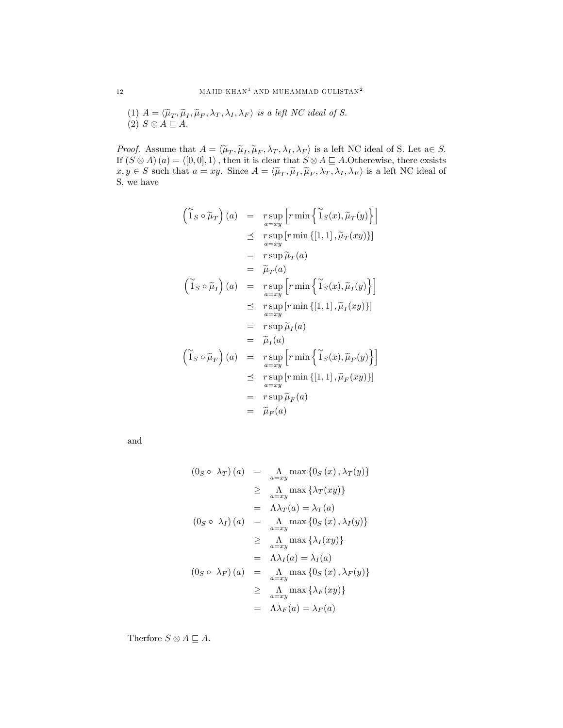(1) $A = \langle \widetilde{\mu}_T, \widetilde{\mu}_I, \widetilde{\mu}_F, \lambda_T, \lambda_I, \lambda_F \rangle$ *is a left NC ideal of S.*
(2) $S \otimes A \sqsubseteq A$.

*Proof.* Assume that $A = \langle \widetilde{\mu}_T, \widetilde{\mu}_I, \widetilde{\mu}_F, \lambda_T, \lambda_I, \lambda_F \rangle$ is a left NC ideal of S. Let a$\in S$. If $(S \otimes A)(a) = \langle [0,0], 1 \rangle$, then it is clear that $S \otimes A \sqsubseteq A$.Otherewise, there exsists $x, y \in S$ such that $a = xy$. Since $A = \langle \widetilde{\mu}_T, \widetilde{\mu}_I, \widetilde{\mu}_F, \lambda_T, \lambda_I, \lambda_F \rangle$ is a left NC ideal of S, we have

$$
\begin{aligned}
\left(\widetilde{1}_S \circ \widetilde{\mu}_T\right)(a) &= r\sup_{a=xy}\left[r\min\left\{\widetilde{1}_S(x), \widetilde{\mu}_T(y)\right\}\right] \\
&\preceq r\sup_{a=xy}\left[r\min\left\{[1,1], \widetilde{\mu}_T(xy)\right\}\right] \\
&= r\sup \widetilde{\mu}_T(a) \\
&= \widetilde{\mu}_T(a) \\
\left(\widetilde{1}_S \circ \widetilde{\mu}_I\right)(a) &= r\sup_{a=xy}\left[r\min\left\{\widetilde{1}_S(x), \widetilde{\mu}_I(y)\right\}\right] \\
&\preceq r\sup_{a=xy}\left[r\min\left\{[1,1], \widetilde{\mu}_I(xy)\right\}\right] \\
&= r\sup \widetilde{\mu}_I(a) \\
&= \widetilde{\mu}_I(a) \\
\left(\widetilde{1}_S \circ \widetilde{\mu}_F\right)(a) &= r\sup_{a=xy}\left[r\min\left\{\widetilde{1}_S(x), \widetilde{\mu}_F(y)\right\}\right] \\
&\preceq r\sup_{a=xy}\left[r\min\left\{[1,1], \widetilde{\mu}_F(xy)\right\}\right] \\
&= r\sup \widetilde{\mu}_F(a) \\
&= \widetilde{\mu}_F(a)
\end{aligned}
$$

and

$$
\begin{aligned}
(0_S \circ \lambda_T)(a) &= \underset{a=xy}{\Lambda} \max\{0_S(x), \lambda_T(y)\} \\
&\geq \underset{a=xy}{\Lambda} \max\{\lambda_T(xy)\} \\
&= \Lambda\lambda_T(a) = \lambda_T(a) \\
(0_S \circ \lambda_I)(a) &= \underset{a=xy}{\Lambda} \max\{0_S(x), \lambda_I(y)\} \\
&\geq \underset{a=xy}{\Lambda} \max\{\lambda_I(xy)\} \\
&= \Lambda\lambda_I(a) = \lambda_I(a) \\
(0_S \circ \lambda_F)(a) &= \underset{a=xy}{\Lambda} \max\{0_S(x), \lambda_F(y)\} \\
&\geq \underset{a=xy}{\Lambda} \max\{\lambda_F(xy)\} \\
&= \Lambda\lambda_F(a) = \lambda_F(a)
\end{aligned}
$$

Therfore $S \otimes A \sqsubseteq A$.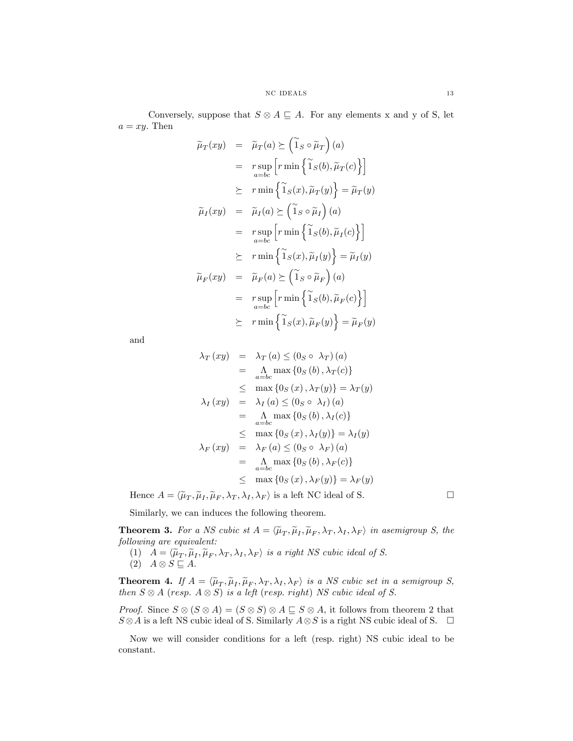Conversely, suppose that $S \otimes A \sqsubseteq A$. For any elements x and y of S, let $a = xy$. Then

$$
\begin{aligned}
\widetilde{\mu}_T(xy) &= \widetilde{\mu}_T(a) \succeq \left(\widetilde{1}_S \circ \widetilde{\mu}_T\right)(a) \\
&= \underset{a=bc}{r\sup}\left[r\min\left\{\widetilde{1}_S(b), \widetilde{\mu}_T(c)\right\}\right] \\
&\succeq r\min\left\{\widetilde{1}_S(x), \widetilde{\mu}_T(y)\right\} = \widetilde{\mu}_T(y) \\
\widetilde{\mu}_I(xy) &= \widetilde{\mu}_I(a) \succeq \left(\widetilde{1}_S \circ \widetilde{\mu}_I\right)(a) \\
&= \underset{a=bc}{r\sup}\left[r\min\left\{\widetilde{1}_S(b), \widetilde{\mu}_I(c)\right\}\right] \\
&\succeq r\min\left\{\widetilde{1}_S(x), \widetilde{\mu}_I(y)\right\} = \widetilde{\mu}_I(y) \\
\widetilde{\mu}_F(xy) &= \widetilde{\mu}_F(a) \succeq \left(\widetilde{1}_S \circ \widetilde{\mu}_F\right)(a) \\
&= \underset{a=bc}{r\sup}\left[r\min\left\{\widetilde{1}_S(b), \widetilde{\mu}_F(c)\right\}\right] \\
&\succeq r\min\left\{\widetilde{1}_S(x), \widetilde{\mu}_F(y)\right\} = \widetilde{\mu}_F(y)
\end{aligned}
$$

and

$$
\begin{aligned}
\lambda_T(xy) &= \lambda_T(a) \leq (0_S \circ \lambda_T)(a) \\
&= \underset{a=bc}{\Lambda}\max\{0_S(b), \lambda_T(c)\} \\
&\leq \max\{0_S(x), \lambda_T(y)\} = \lambda_T(y) \\
\lambda_I(xy) &= \lambda_I(a) \leq (0_S \circ \lambda_I)(a) \\
&= \underset{a=bc}{\Lambda}\max\{0_S(b), \lambda_I(c)\} \\
&\leq \max\{0_S(x), \lambda_I(y)\} = \lambda_I(y) \\
\lambda_F(xy) &= \lambda_F(a) \leq (0_S \circ \lambda_F)(a) \\
&= \underset{a=bc}{\Lambda}\max\{0_S(b), \lambda_F(c)\} \\
&\leq \max\{0_S(x), \lambda_F(y)\} = \lambda_F(y)
\end{aligned}
$$

Hence $A = \langle \widetilde{\mu}_T, \widetilde{\mu}_I, \widetilde{\mu}_F, \lambda_T, \lambda_I, \lambda_F \rangle$ is a left NC ideal of S. □

Similarly, we can induces the following theorem.

**Theorem 3.** *For a NS cubic st $A = \langle \widetilde{\mu}_T, \widetilde{\mu}_I, \widetilde{\mu}_F, \lambda_T, \lambda_I, \lambda_F \rangle$ in asemigroup S, the following are equivalent:*

(1) $A = \langle \widetilde{\mu}_T, \widetilde{\mu}_I, \widetilde{\mu}_F, \lambda_T, \lambda_I, \lambda_F \rangle$ *is a right NS cubic ideal of S.*

(2) $A \otimes S \sqsubseteq A$.

**Theorem 4.** *If $A = \langle \widetilde{\mu}_T, \widetilde{\mu}_I, \widetilde{\mu}_F, \lambda_T, \lambda_I, \lambda_F \rangle$ is a NS cubic set in a semigroup S, then $S \otimes A$ (resp. $A \otimes S$) is a left (resp. right) NS cubic ideal of S.*

*Proof.* Since $S \otimes (S \otimes A) = (S \otimes S) \otimes A \sqsubseteq S \otimes A$, it follows from theorem 2 that $S \otimes A$ is a left NS cubic ideal of S. Similarly $A \otimes S$ is a right NS cubic ideal of S. □

Now we will consider conditions for a left (resp. right) NS cubic ideal to be constant.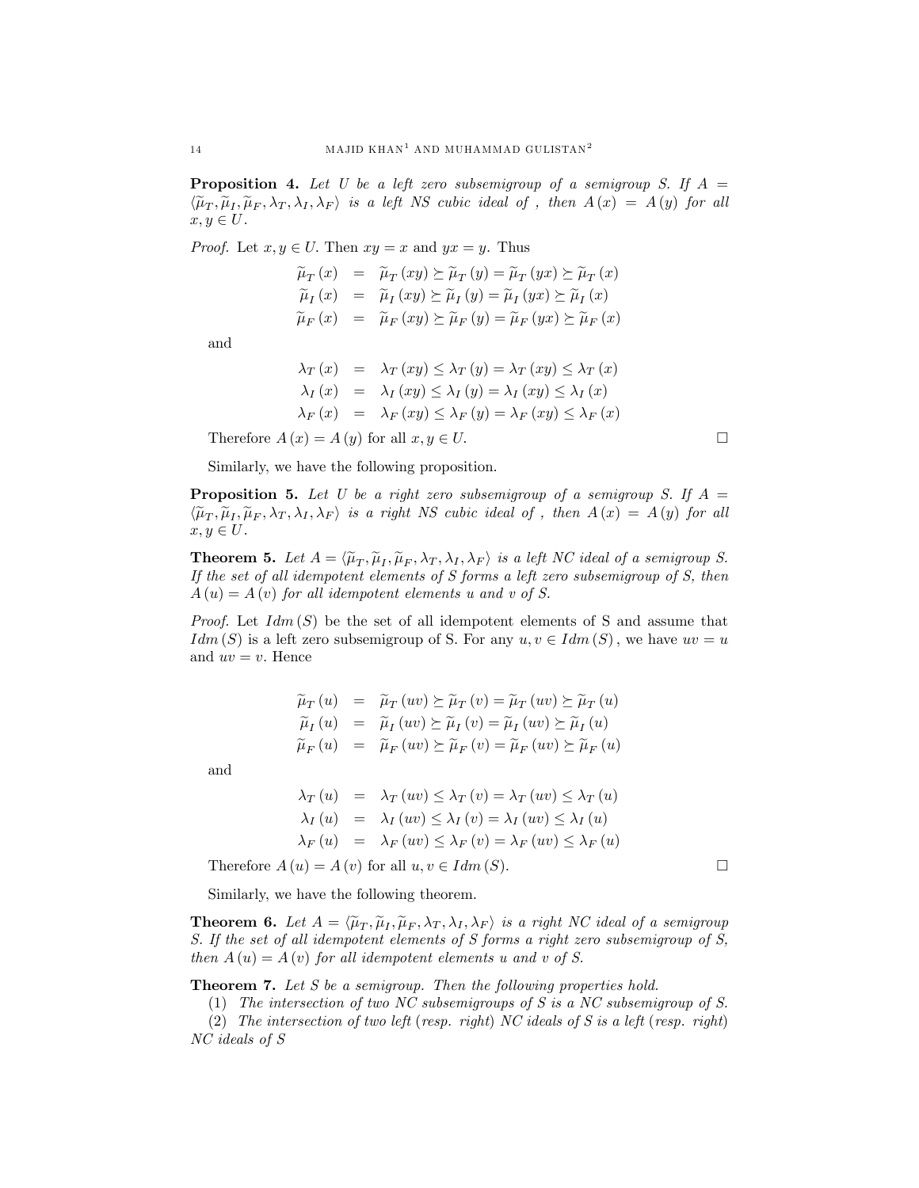**Proposition 4.** *Let $U$ be a left zero subsemigroup of a semigroup $S$. If $A = \langle \widetilde{\mu}_T, \widetilde{\mu}_I, \widetilde{\mu}_F, \lambda_T, \lambda_I, \lambda_F \rangle$ is a left NS cubic ideal of , then $A(x) = A(y)$ for all $x, y \in U$.*

*Proof.* Let $x, y \in U$. Then $xy = x$ and $yx = y$. Thus

$$
\begin{aligned}
\widetilde{\mu}_T(x) &= \widetilde{\mu}_T(xy) \succeq \widetilde{\mu}_T(y) = \widetilde{\mu}_T(yx) \succeq \widetilde{\mu}_T(x) \\
\widetilde{\mu}_I(x) &= \widetilde{\mu}_I(xy) \succeq \widetilde{\mu}_I(y) = \widetilde{\mu}_I(yx) \succeq \widetilde{\mu}_I(x) \\
\widetilde{\mu}_F(x) &= \widetilde{\mu}_F(xy) \succeq \widetilde{\mu}_F(y) = \widetilde{\mu}_F(yx) \succeq \widetilde{\mu}_F(x)
\end{aligned}
$$

and

$$
\begin{aligned}
\lambda_T(x) &= \lambda_T(xy) \leq \lambda_T(y) = \lambda_T(xy) \leq \lambda_T(x) \\
\lambda_I(x) &= \lambda_I(xy) \leq \lambda_I(y) = \lambda_I(xy) \leq \lambda_I(x) \\
\lambda_F(x) &= \lambda_F(xy) \leq \lambda_F(y) = \lambda_F(xy) \leq \lambda_F(x)
\end{aligned}
$$

Therefore $A(x) = A(y)$ for all $x, y \in U$. □

Similarly, we have the following proposition.

**Proposition 5.** *Let $U$ be a right zero subsemigroup of a semigroup $S$. If $A = \langle \widetilde{\mu}_T, \widetilde{\mu}_I, \widetilde{\mu}_F, \lambda_T, \lambda_I, \lambda_F \rangle$ is a right NS cubic ideal of , then $A(x) = A(y)$ for all $x, y \in U$.*

**Theorem 5.** *Let $A = \langle \widetilde{\mu}_T, \widetilde{\mu}_I, \widetilde{\mu}_F, \lambda_T, \lambda_I, \lambda_F \rangle$ is a left NC ideal of a semigroup $S$. If the set of all idempotent elements of $S$ forms a left zero subsemigroup of $S$, then $A(u) = A(v)$ for all idempotent elements $u$ and $v$ of $S$.*

*Proof.* Let $Idm(S)$ be the set of all idempotent elements of S and assume that $Idm(S)$ is a left zero subsemigroup of S. For any $u, v \in Idm(S)$, we have $uv = u$ and $uv = v$. Hence

$$
\begin{aligned}
\widetilde{\mu}_T(u) &= \widetilde{\mu}_T(uv) \succeq \widetilde{\mu}_T(v) = \widetilde{\mu}_T(uv) \succeq \widetilde{\mu}_T(u) \\
\widetilde{\mu}_I(u) &= \widetilde{\mu}_I(uv) \succeq \widetilde{\mu}_I(v) = \widetilde{\mu}_I(uv) \succeq \widetilde{\mu}_I(u) \\
\widetilde{\mu}_F(u) &= \widetilde{\mu}_F(uv) \succeq \widetilde{\mu}_F(v) = \widetilde{\mu}_F(uv) \succeq \widetilde{\mu}_F(u)
\end{aligned}
$$

and

$$
\begin{aligned}
\lambda_T(u) &= \lambda_T(uv) \leq \lambda_T(v) = \lambda_T(uv) \leq \lambda_T(u) \\
\lambda_I(u) &= \lambda_I(uv) \leq \lambda_I(v) = \lambda_I(uv) \leq \lambda_I(u) \\
\lambda_F(u) &= \lambda_F(uv) \leq \lambda_F(v) = \lambda_F(uv) \leq \lambda_F(u)
\end{aligned}
$$

Therefore $A(u) = A(v)$ for all $u, v \in Idm(S)$. □

Similarly, we have the following theorem.

**Theorem 6.** *Let $A = \langle \widetilde{\mu}_T, \widetilde{\mu}_I, \widetilde{\mu}_F, \lambda_T, \lambda_I, \lambda_F \rangle$ is a right NC ideal of a semigroup $S$. If the set of all idempotent elements of $S$ forms a right zero subsemigroup of $S$, then $A(u) = A(v)$ for all idempotent elements $u$ and $v$ of $S$.*

**Theorem 7.** *Let $S$ be a semigroup. Then the following properties hold.*

(1) *The intersection of two NC subsemigroups of $S$ is a NC subsemigroup of $S$.*

(2) *The intersection of two left (resp. right) NC ideals of $S$ is a left (resp. right) NC ideals of $S$*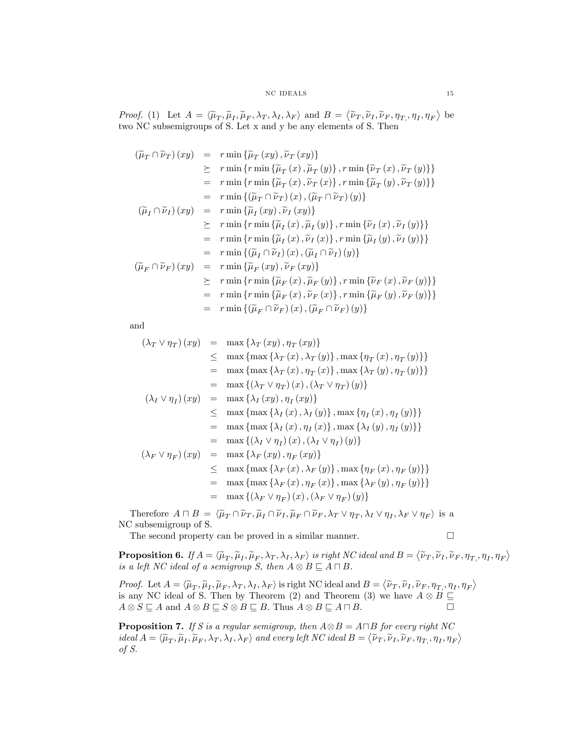*Proof.* (1) Let $A = \langle \widetilde{\mu}_T, \widetilde{\mu}_I, \widetilde{\mu}_F, \lambda_T, \lambda_I, \lambda_F \rangle$ and $B = \langle \widetilde{\nu}_T, \widetilde{\nu}_I, \widetilde{\nu}_F, \eta_{T,}, \eta_I, \eta_F \rangle$ be two NC subsemigroups of S. Let x and y be any elements of S. Then

$$
\begin{aligned}
(\widetilde{\mu}_T \cap \widetilde{\nu}_T)(xy) &= r\min\{\widetilde{\mu}_T(xy), \widetilde{\nu}_T(xy)\} \\
&\succeq r\min\{r\min\{\widetilde{\mu}_T(x), \widetilde{\mu}_T(y)\}, r\min\{\widetilde{\nu}_T(x), \widetilde{\nu}_T(y)\}\} \\
&= r\min\{r\min\{\widetilde{\mu}_T(x), \widetilde{\nu}_T(x)\}, r\min\{\widetilde{\mu}_T(y), \widetilde{\nu}_T(y)\}\} \\
&= r\min\{(\widetilde{\mu}_T \cap \widetilde{\nu}_T)(x), (\widetilde{\mu}_T \cap \widetilde{\nu}_T)(y)\} \\
(\widetilde{\mu}_I \cap \widetilde{\nu}_I)(xy) &= r\min\{\widetilde{\mu}_I(xy), \widetilde{\nu}_I(xy)\} \\
&\succeq r\min\{r\min\{\widetilde{\mu}_I(x), \widetilde{\mu}_I(y)\}, r\min\{\widetilde{\nu}_I(x), \widetilde{\nu}_I(y)\}\} \\
&= r\min\{r\min\{\widetilde{\mu}_I(x), \widetilde{\nu}_I(x)\}, r\min\{\widetilde{\mu}_I(y), \widetilde{\nu}_I(y)\}\} \\
&= r\min\{(\widetilde{\mu}_I \cap \widetilde{\nu}_I)(x), (\widetilde{\mu}_I \cap \widetilde{\nu}_I)(y)\} \\
(\widetilde{\mu}_F \cap \widetilde{\nu}_F)(xy) &= r\min\{\widetilde{\mu}_F(xy), \widetilde{\nu}_F(xy)\} \\
&\succeq r\min\{r\min\{\widetilde{\mu}_F(x), \widetilde{\mu}_F(y)\}, r\min\{\widetilde{\nu}_F(x), \widetilde{\nu}_F(y)\}\} \\
&= r\min\{r\min\{\widetilde{\mu}_F(x), \widetilde{\nu}_F(x)\}, r\min\{\widetilde{\mu}_F(y), \widetilde{\nu}_F(y)\}\} \\
&= r\min\{(\widetilde{\mu}_F \cap \widetilde{\nu}_F)(x), (\widetilde{\mu}_F \cap \widetilde{\nu}_F)(y)\}
\end{aligned}
$$

and

$$
\begin{aligned}
(\lambda_T \vee \eta_T)(xy) &= \max\{\lambda_T(xy), \eta_T(xy)\} \\
&\leq \max\{\max\{\lambda_T(x), \lambda_T(y)\}, \max\{\eta_T(x), \eta_T(y)\}\} \\
&= \max\{\max\{\lambda_T(x), \eta_T(x)\}, \max\{\lambda_T(y), \eta_T(y)\}\} \\
&= \max\{(\lambda_T \vee \eta_T)(x), (\lambda_T \vee \eta_T)(y)\} \\
(\lambda_I \vee \eta_I)(xy) &= \max\{\lambda_I(xy), \eta_I(xy)\} \\
&\leq \max\{\max\{\lambda_I(x), \lambda_I(y)\}, \max\{\eta_I(x), \eta_I(y)\}\} \\
&= \max\{\max\{\lambda_I(x), \eta_I(x)\}, \max\{\lambda_I(y), \eta_I(y)\}\} \\
&= \max\{(\lambda_I \vee \eta_I)(x), (\lambda_I \vee \eta_I)(y)\} \\
(\lambda_F \vee \eta_F)(xy) &= \max\{\lambda_F(xy), \eta_F(xy)\} \\
&\leq \max\{\max\{\lambda_F(x), \lambda_F(y)\}, \max\{\eta_F(x), \eta_F(y)\}\} \\
&= \max\{\max\{\lambda_F(x), \eta_F(x)\}, \max\{\lambda_F(y), \eta_F(y)\}\} \\
&= \max\{(\lambda_F \vee \eta_F)(x), (\lambda_F \vee \eta_F)(y)\}
\end{aligned}
$$

Therefore $A \sqcap B = \langle \widetilde{\mu}_T \cap \widetilde{\nu}_T, \widetilde{\mu}_I \cap \widetilde{\nu}_I, \widetilde{\mu}_F \cap \widetilde{\nu}_F, \lambda_T \vee \eta_T, \lambda_I \vee \eta_I, \lambda_F \vee \eta_F \rangle$ is a NC subsemigroup of S.

The second property can be proved in a similar manner. □

**Proposition 6.** *If $A = \langle \widetilde{\mu}_T, \widetilde{\mu}_I, \widetilde{\mu}_F, \lambda_T, \lambda_I, \lambda_F \rangle$ is right NC ideal and $B = \langle \widetilde{\nu}_T, \widetilde{\nu}_I, \widetilde{\nu}_F, \eta_{T,}, \eta_I, \eta_F \rangle$ is a left NC ideal of a semigroup S, then $A \otimes B \sqsubseteq A \sqcap B$.*

*Proof.* Let $A = \langle \widetilde{\mu}_T, \widetilde{\mu}_I, \widetilde{\mu}_F, \lambda_T, \lambda_I, \lambda_F \rangle$ is right NC ideal and $B = \langle \widetilde{\nu}_T, \widetilde{\nu}_I, \widetilde{\nu}_F, \eta_{T,}, \eta_I, \eta_F \rangle$ is any NC ideal of S. Then by Theorem (2) and Theorem (3) we have $A \otimes B \sqsubseteq A \otimes S \sqsubseteq A$ and $A \otimes B \sqsubseteq S \otimes B \sqsubseteq B$. Thus $A \otimes B \sqsubseteq A \sqcap B$. □

**Proposition 7.** *If S is a regular semigroup, then $A \otimes B = A \sqcap B$ for every right NC ideal $A = \langle \widetilde{\mu}_T, \widetilde{\mu}_I, \widetilde{\mu}_F, \lambda_T, \lambda_I, \lambda_F \rangle$ and every left NC ideal $B = \langle \widetilde{\nu}_T, \widetilde{\nu}_I, \widetilde{\nu}_F, \eta_{T,}, \eta_I, \eta_F \rangle$ of S.*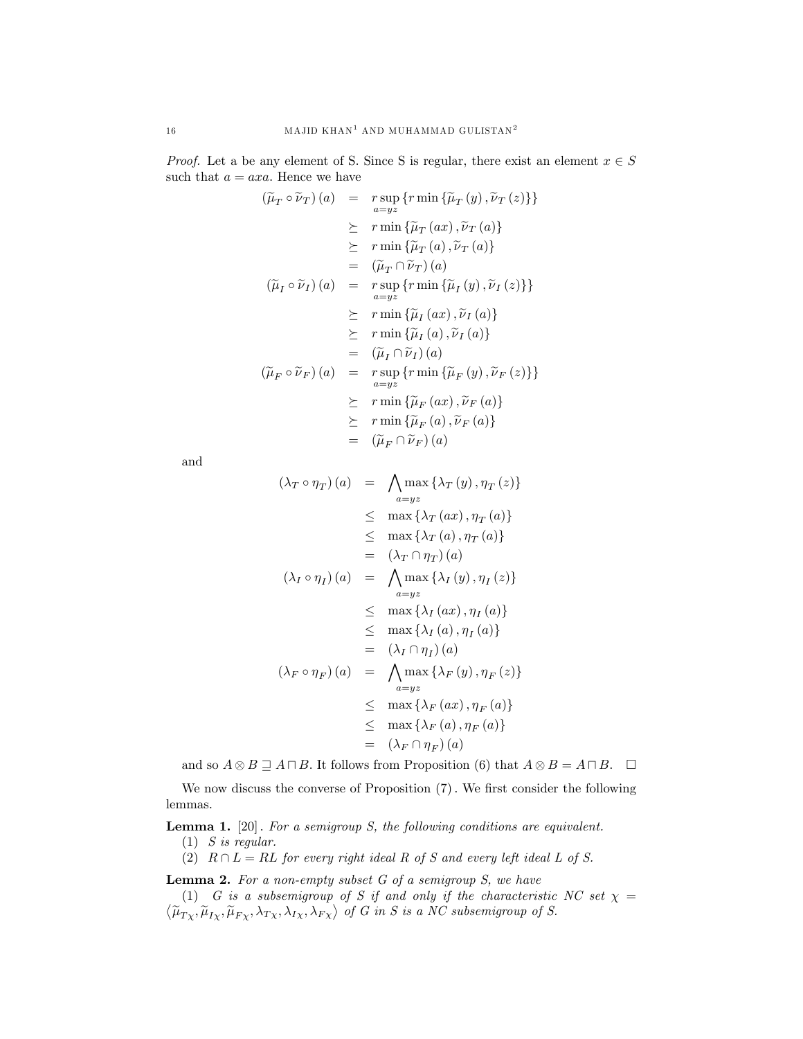*Proof.* Let a be any element of S. Since S is regular, there exist an element $x \in S$ such that $a = axa$. Hence we have

$$
\begin{aligned}
\left(\widetilde{\mu}_T \circ \widetilde{\nu}_T\right)(a) &= r\sup_{a=yz}\left\{r\min\left\{\widetilde{\mu}_T(y), \widetilde{\nu}_T(z)\right\}\right\} \\
&\succeq r\min\left\{\widetilde{\mu}_T(ax), \widetilde{\nu}_T(a)\right\} \\
&\succeq r\min\left\{\widetilde{\mu}_T(a), \widetilde{\nu}_T(a)\right\} \\
&= \left(\widetilde{\mu}_T \cap \widetilde{\nu}_T\right)(a) \\
\left(\widetilde{\mu}_I \circ \widetilde{\nu}_I\right)(a) &= r\sup_{a=yz}\left\{r\min\left\{\widetilde{\mu}_I(y), \widetilde{\nu}_I(z)\right\}\right\} \\
&\succeq r\min\left\{\widetilde{\mu}_I(ax), \widetilde{\nu}_I(a)\right\} \\
&\succeq r\min\left\{\widetilde{\mu}_I(a), \widetilde{\nu}_I(a)\right\} \\
&= \left(\widetilde{\mu}_I \cap \widetilde{\nu}_I\right)(a) \\
\left(\widetilde{\mu}_F \circ \widetilde{\nu}_F\right)(a) &= r\sup_{a=yz}\left\{r\min\left\{\widetilde{\mu}_F(y), \widetilde{\nu}_F(z)\right\}\right\} \\
&\succeq r\min\left\{\widetilde{\mu}_F(ax), \widetilde{\nu}_F(a)\right\} \\
&\succeq r\min\left\{\widetilde{\mu}_F(a), \widetilde{\nu}_F(a)\right\} \\
&= \left(\widetilde{\mu}_F \cap \widetilde{\nu}_F\right)(a)
\end{aligned}
$$

and

$$
\begin{aligned}
\left(\lambda_T \circ \eta_T\right)(a) &= \bigwedge_{a=yz}\max\left\{\lambda_T(y), \eta_T(z)\right\} \\
&\leq \max\left\{\lambda_T(ax), \eta_T(a)\right\} \\
&\leq \max\left\{\lambda_T(a), \eta_T(a)\right\} \\
&= \left(\lambda_T \cap \eta_T\right)(a) \\
\left(\lambda_I \circ \eta_I\right)(a) &= \bigwedge_{a=yz}\max\left\{\lambda_I(y), \eta_I(z)\right\} \\
&\leq \max\left\{\lambda_I(ax), \eta_I(a)\right\} \\
&\leq \max\left\{\lambda_I(a), \eta_I(a)\right\} \\
&= \left(\lambda_I \cap \eta_I\right)(a) \\
\left(\lambda_F \circ \eta_F\right)(a) &= \bigwedge_{a=yz}\max\left\{\lambda_F(y), \eta_F(z)\right\} \\
&\leq \max\left\{\lambda_F(ax), \eta_F(a)\right\} \\
&\leq \max\left\{\lambda_F(a), \eta_F(a)\right\} \\
&= \left(\lambda_F \cap \eta_F\right)(a)
\end{aligned}
$$

and so $A \otimes B \sqsupseteq A \sqcap B$. It follows from Proposition (6) that $A \otimes B = A \sqcap B$. $\square$

We now discuss the converse of Proposition (7). We first consider the following lemmas.

**Lemma 1.** [20]. *For a semigroup S, the following conditions are equivalent.*

(1) *S is regular.*

(2) *$R \cap L = RL$ for every right ideal R of S and every left ideal L of S.*

**Lemma 2.** *For a non-empty subset G of a semigroup S, we have*

(1) *G is a subsemigroup of S if and only if the characteristic NC set $\chi = \left\langle \widetilde{\mu}_{T\chi}, \widetilde{\mu}_{I\chi}, \widetilde{\mu}_{F\chi}, \lambda_{T\chi}, \lambda_{I\chi}, \lambda_{F\chi} \right\rangle$ of G in S is a NC subsemigroup of S.*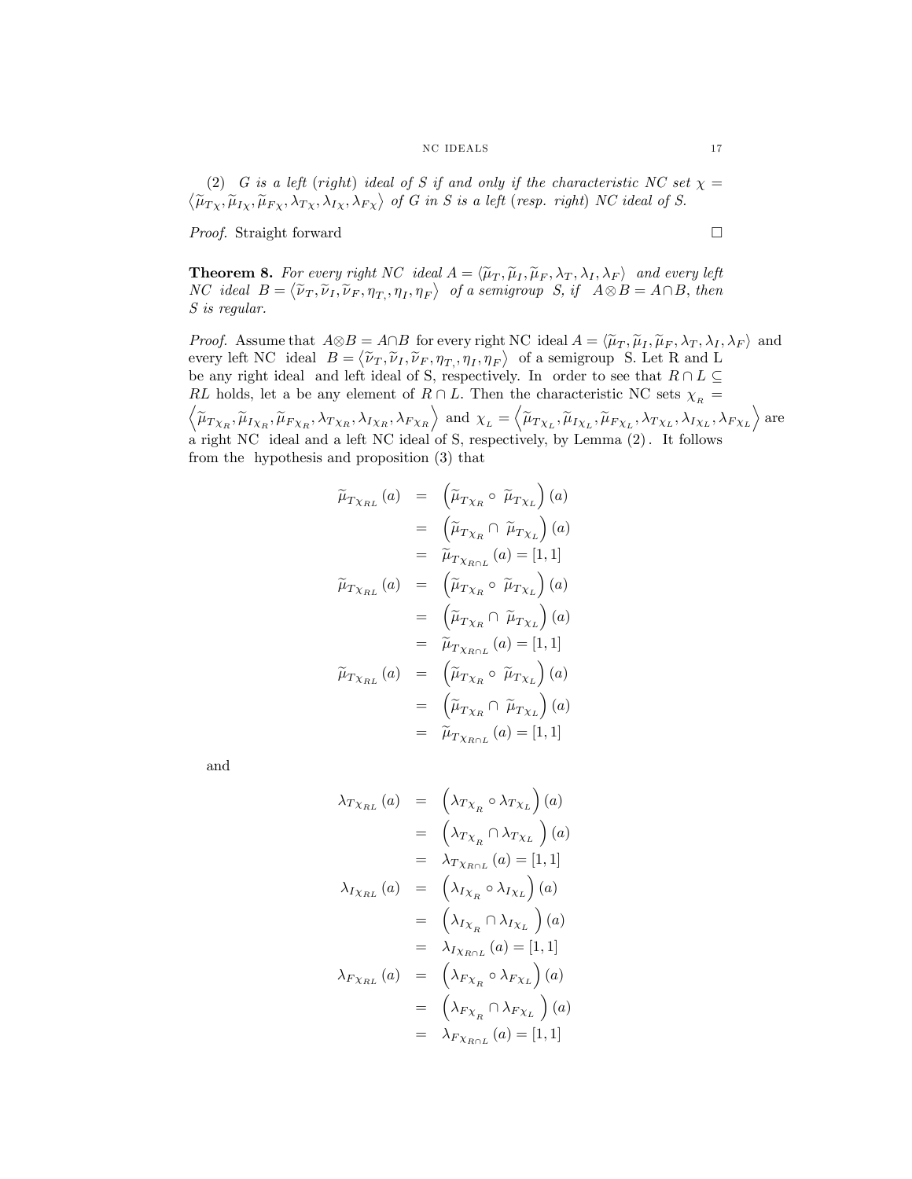(2) *G is a left (right) ideal of S if and only if the characteristic NC set* $\chi = \left\langle \widetilde{\mu}_{T\chi}, \widetilde{\mu}_{I\chi}, \widetilde{\mu}_{F\chi}, \lambda_{T\chi}, \lambda_{I\chi}, \lambda_{F\chi} \right\rangle$ *of G in S is a left (resp. right) NC ideal of S.*

*Proof.* Straight forward □

**Theorem 8.** *For every right NC ideal* $A = \langle \widetilde{\mu}_T, \widetilde{\mu}_I, \widetilde{\mu}_F, \lambda_T, \lambda_I, \lambda_F \rangle$ *and every left NC ideal* $B = \left\langle \widetilde{\nu}_T, \widetilde{\nu}_I, \widetilde{\nu}_F, \eta_{T,}, \eta_I, \eta_F \right\rangle$ *of a semigroup S, if* $A \otimes B = A \cap B$, *then S is regular.*

*Proof.* Assume that $A \otimes B = A \cap B$ for every right NC ideal $A = \langle \widetilde{\mu}_T, \widetilde{\mu}_I, \widetilde{\mu}_F, \lambda_T, \lambda_I, \lambda_F \rangle$ and every left NC ideal $B = \left\langle \widetilde{\nu}_T, \widetilde{\nu}_I, \widetilde{\nu}_F, \eta_{T,}, \eta_I, \eta_F \right\rangle$ of a semigroup S. Let R and L be any right ideal and left ideal of S, respectively. In order to see that $R \cap L \subseteq RL$ holds, let a be any element of $R \cap L$. Then the characteristic NC sets $\chi_{_R} = \left\langle \widetilde{\mu}_{T\chi_R}, \widetilde{\mu}_{I\chi_R}, \widetilde{\mu}_{F\chi_R}, \lambda_{T\chi_R}, \lambda_{I\chi_R}, \lambda_{F\chi_R} \right\rangle$ and $\chi_{_L} = \left\langle \widetilde{\mu}_{T\chi_L}, \widetilde{\mu}_{I\chi_L}, \widetilde{\mu}_{F\chi_L}, \lambda_{T\chi_L}, \lambda_{I\chi_L}, \lambda_{F\chi_L} \right\rangle$ are a right NC ideal and a left NC ideal of S, respectively, by Lemma (2). It follows from the hypothesis and proposition (3) that

$$
\begin{aligned}
\widetilde{\mu}_{T\chi_{RL}}(a) &= \left( \widetilde{\mu}_{T\chi_R} \circ \widetilde{\mu}_{T\chi_L} \right)(a) \\
&= \left( \widetilde{\mu}_{T\chi_R} \cap \widetilde{\mu}_{T\chi_L} \right)(a) \\
&= \widetilde{\mu}_{T\chi_{R\cap L}}(a) = [1,1] \\
\widetilde{\mu}_{T\chi_{RL}}(a) &= \left( \widetilde{\mu}_{T\chi_R} \circ \widetilde{\mu}_{T\chi_L} \right)(a) \\
&= \left( \widetilde{\mu}_{T\chi_R} \cap \widetilde{\mu}_{T\chi_L} \right)(a) \\
&= \widetilde{\mu}_{T\chi_{R\cap L}}(a) = [1,1] \\
\widetilde{\mu}_{T\chi_{RL}}(a) &= \left( \widetilde{\mu}_{T\chi_R} \circ \widetilde{\mu}_{T\chi_L} \right)(a) \\
&= \left( \widetilde{\mu}_{T\chi_R} \cap \widetilde{\mu}_{T\chi_L} \right)(a) \\
&= \widetilde{\mu}_{T\chi_{R\cap L}}(a) = [1,1]
\end{aligned}
$$

and

$$
\begin{aligned}
\lambda_{T\chi_{RL}}(a) &= \left( \lambda_{T\chi_R} \circ \lambda_{T\chi_L} \right)(a) \\
&= \left( \lambda_{T\chi_R} \cap \lambda_{T\chi_L} \right)(a) \\
&= \lambda_{T\chi_{R\cap L}}(a) = [1,1] \\
\lambda_{I\chi_{RL}}(a) &= \left( \lambda_{I\chi_R} \circ \lambda_{I\chi_L} \right)(a) \\
&= \left( \lambda_{I\chi_R} \cap \lambda_{I\chi_L} \right)(a) \\
&= \lambda_{I\chi_{R\cap L}}(a) = [1,1] \\
\lambda_{F\chi_{RL}}(a) &= \left( \lambda_{F\chi_R} \circ \lambda_{F\chi_L} \right)(a) \\
&= \left( \lambda_{F\chi_R} \cap \lambda_{F\chi_L} \right)(a) \\
&= \lambda_{F\chi_{R\cap L}}(a) = [1,1]
\end{aligned}
$$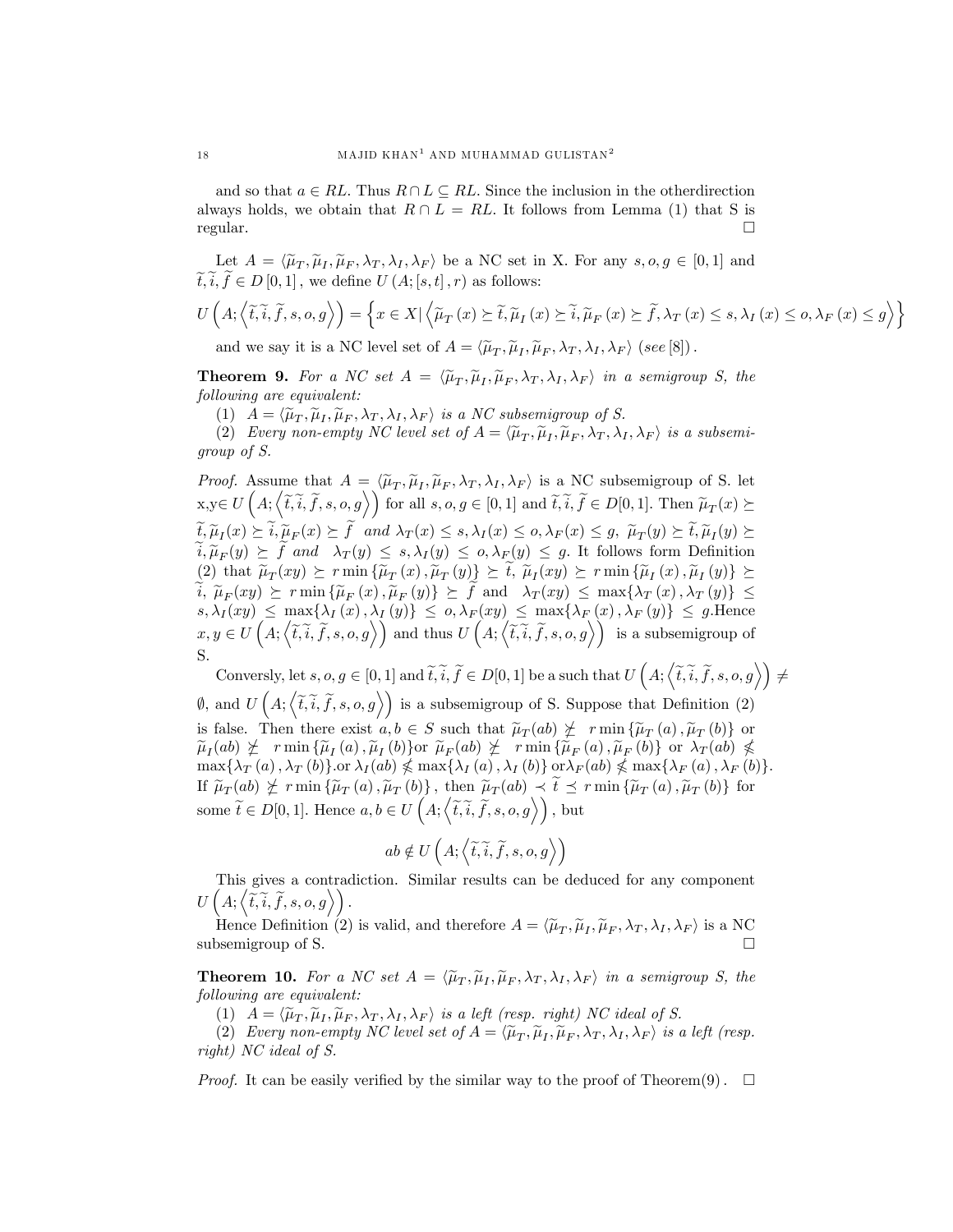and so that $a \in RL$. Thus $R \cap L \subseteq RL$. Since the inclusion in the otherdirection always holds, we obtain that $R \cap L = RL$. It follows from Lemma (1) that S is regular. $\square$

Let $A = \langle \widetilde{\mu}_T, \widetilde{\mu}_I, \widetilde{\mu}_F, \lambda_T, \lambda_I, \lambda_F \rangle$ be a NC set in X. For any $s, o, g \in [0,1]$ and $\widetilde{t}, \widetilde{i}, \widetilde{f} \in D[0,1]$, we define $U(A; [s,t], r)$ as follows:

$$U\left(A; \left\langle \widetilde{t}, \widetilde{i}, \widetilde{f}, s, o, g \right\rangle\right) = \left\{ x \in X | \left\langle \widetilde{\mu}_T(x) \succeq \widetilde{t}, \widetilde{\mu}_I(x) \succeq \widetilde{i}, \widetilde{\mu}_F(x) \succeq \widetilde{f}, \lambda_T(x) \leq s, \lambda_I(x) \leq o, \lambda_F(x) \leq g \right\rangle \right\}$$

and we say it is a NC level set of $A = \langle \widetilde{\mu}_T, \widetilde{\mu}_I, \widetilde{\mu}_F, \lambda_T, \lambda_I, \lambda_F \rangle$ $(see\,[8])$.

**Theorem 9.** *For a NC set $A = \langle \widetilde{\mu}_T, \widetilde{\mu}_I, \widetilde{\mu}_F, \lambda_T, \lambda_I, \lambda_F \rangle$ in a semigroup S, the following are equivalent:*

(1) *$A = \langle \widetilde{\mu}_T, \widetilde{\mu}_I, \widetilde{\mu}_F, \lambda_T, \lambda_I, \lambda_F \rangle$ is a NC subsemigroup of S.*

(2) *Every non-empty NC level set of $A = \langle \widetilde{\mu}_T, \widetilde{\mu}_I, \widetilde{\mu}_F, \lambda_T, \lambda_I, \lambda_F \rangle$ is a subsemigroup of S.*

*Proof.* Assume that $A = \langle \widetilde{\mu}_T, \widetilde{\mu}_I, \widetilde{\mu}_F, \lambda_T, \lambda_I, \lambda_F \rangle$ is a NC subsemigroup of S. let x,y$\in U\left(A; \left\langle \widetilde{t}, \widetilde{i}, \widetilde{f}, s, o, g \right\rangle\right)$ for all $s, o, g \in [0,1]$ and $\widetilde{t}, \widetilde{i}, \widetilde{f} \in D[0,1]$. Then $\widetilde{\mu}_T(x) \succeq \widetilde{t}, \widetilde{\mu}_I(x) \succeq \widetilde{i}, \widetilde{\mu}_F(x) \succeq \widetilde{f}$ *and* $\lambda_T(x) \leq s, \lambda_I(x) \leq o, \lambda_F(x) \leq g$, $\widetilde{\mu}_T(y) \succeq \widetilde{t}, \widetilde{\mu}_I(y) \succeq \widetilde{i}, \widetilde{\mu}_F(y) \succeq \widetilde{f}$ *and* $\lambda_T(y) \leq s, \lambda_I(y) \leq o, \lambda_F(y) \leq g$. It follows form Definition (2) that $\widetilde{\mu}_T(xy) \succeq r\min\{\widetilde{\mu}_T(x), \widetilde{\mu}_T(y)\} \succeq \widetilde{t}$, $\widetilde{\mu}_I(xy) \succeq r\min\{\widetilde{\mu}_I(x), \widetilde{\mu}_I(y)\} \succeq \widetilde{i}$, $\widetilde{\mu}_F(xy) \succeq r\min\{\widetilde{\mu}_F(x), \widetilde{\mu}_F(y)\} \succeq \widetilde{f}$ and $\lambda_T(xy) \leq \max\{\lambda_T(x), \lambda_T(y)\} \leq s, \lambda_I(xy) \leq \max\{\lambda_I(x), \lambda_I(y)\} \leq o, \lambda_F(xy) \leq \max\{\lambda_F(x), \lambda_F(y)\} \leq g$.Hence $x, y \in U\left(A; \left\langle \widetilde{t}, \widetilde{i}, \widetilde{f}, s, o, g \right\rangle\right)$ and thus $U\left(A; \left\langle \widetilde{t}, \widetilde{i}, \widetilde{f}, s, o, g \right\rangle\right)$ is a subsemigroup of S.

Conversely, let $s, o, g \in [0,1]$ and $\widetilde{t}, \widetilde{i}, \widetilde{f} \in D[0,1]$ be a such that $U\left(A; \left\langle \widetilde{t}, \widetilde{i}, \widetilde{f}, s, o, g \right\rangle\right) \neq \emptyset$, and $U\left(A; \left\langle \widetilde{t}, \widetilde{i}, \widetilde{f}, s, o, g \right\rangle\right)$ is a subsemigroup of S. Suppose that Definition (2) is false. Then there exist $a, b \in S$ such that $\widetilde{\mu}_T(ab) \not\succeq r\min\{\widetilde{\mu}_T(a), \widetilde{\mu}_T(b)\}$ or $\widetilde{\mu}_I(ab) \not\succeq r\min\{\widetilde{\mu}_I(a), \widetilde{\mu}_I(b)\}$or $\widetilde{\mu}_F(ab) \not\succeq r\min\{\widetilde{\mu}_F(a), \widetilde{\mu}_F(b)\}$ or $\lambda_T(ab) \nleq \max\{\lambda_T(a), \lambda_T(b)\}$.or $\lambda_I(ab) \nleq \max\{\lambda_I(a), \lambda_I(b)\}$ or$\lambda_F(ab) \nleq \max\{\lambda_F(a), \lambda_F(b)\}$. If $\widetilde{\mu}_T(ab) \not\succeq r\min\{\widetilde{\mu}_T(a), \widetilde{\mu}_T(b)\}$, then $\widetilde{\mu}_T(ab) \prec \widetilde{t} \preceq r\min\{\widetilde{\mu}_T(a), \widetilde{\mu}_T(b)\}$ for some $\widetilde{t} \in D[0,1]$. Hence $a, b \in U\left(A; \left\langle \widetilde{t}, \widetilde{i}, \widetilde{f}, s, o, g \right\rangle\right)$, but

$$ab \notin U\left(A; \left\langle \widetilde{t}, \widetilde{i}, \widetilde{f}, s, o, g \right\rangle\right)$$

This gives a contradiction. Similar results can be deduced for any component $U\left(A; \left\langle \widetilde{t}, \widetilde{i}, \widetilde{f}, s, o, g \right\rangle\right)$.

Hence Definition (2) is valid, and therefore $A = \langle \widetilde{\mu}_T, \widetilde{\mu}_I, \widetilde{\mu}_F, \lambda_T, \lambda_I, \lambda_F \rangle$ is a NC subsemigroup of S. $\square$

**Theorem 10.** *For a NC set $A = \langle \widetilde{\mu}_T, \widetilde{\mu}_I, \widetilde{\mu}_F, \lambda_T, \lambda_I, \lambda_F \rangle$ in a semigroup S, the following are equivalent:*

(1) *$A = \langle \widetilde{\mu}_T, \widetilde{\mu}_I, \widetilde{\mu}_F, \lambda_T, \lambda_I, \lambda_F \rangle$ is a left (resp. right) NC ideal of S.*

(2) *Every non-empty NC level set of $A = \langle \widetilde{\mu}_T, \widetilde{\mu}_I, \widetilde{\mu}_F, \lambda_T, \lambda_I, \lambda_F \rangle$ is a left (resp. right) NC ideal of S.*

*Proof.* It can be easily verified by the similar way to the proof of Theorem(9). $\square$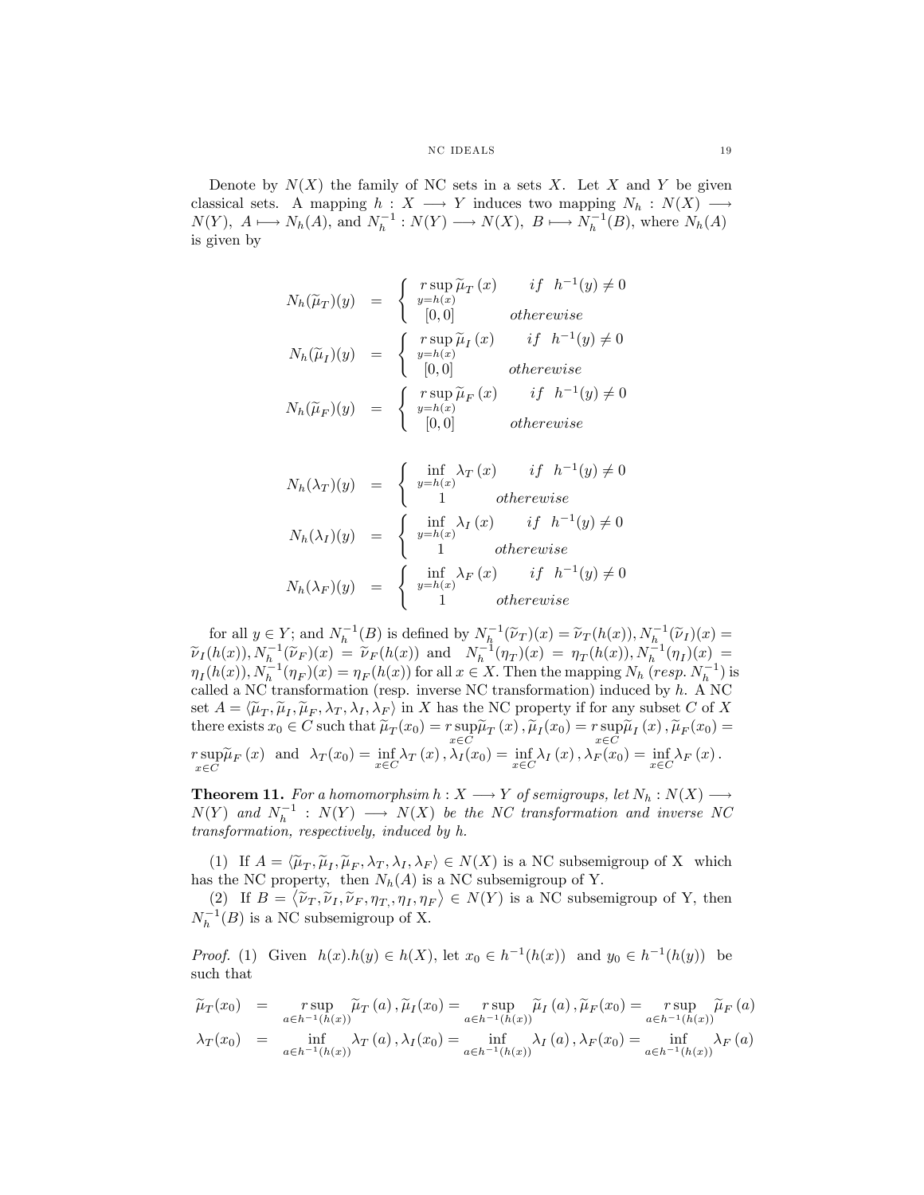Denote by $N(X)$ the family of NC sets in a sets $X$. Let $X$ and $Y$ be given classical sets. A mapping $h : X \longrightarrow Y$ induces two mapping $N_h : N(X) \longrightarrow N(Y),\ A \longmapsto N_h(A)$, and $N_h^{-1} : N(Y) \longrightarrow N(X),\ B \longmapsto N_h^{-1}(B)$, where $N_h(A)$ is given by

$$
\begin{aligned}
N_h(\widetilde{\mu}_T)(y) &= \begin{cases} r\sup\limits_{y=h(x)} \widetilde{\mu}_T\,(x) & if \quad h^{-1}(y) \neq 0 \\ [0,0] & otherewise \end{cases} \\
N_h(\widetilde{\mu}_I)(y) &= \begin{cases} r\sup\limits_{y=h(x)} \widetilde{\mu}_I\,(x) & if \quad h^{-1}(y) \neq 0 \\ [0,0] & otherewise \end{cases} \\
N_h(\widetilde{\mu}_F)(y) &= \begin{cases} r\sup\limits_{y=h(x)} \widetilde{\mu}_F\,(x) & if \quad h^{-1}(y) \neq 0 \\ [0,0] & otherewise \end{cases}
\end{aligned}
$$

$$
\begin{aligned}
N_h(\lambda_T)(y) &= \begin{cases} \inf\limits_{y=h(x)} \lambda_T\,(x) & if \quad h^{-1}(y) \neq 0 \\ 1 & otherewise \end{cases} \\
N_h(\lambda_I)(y) &= \begin{cases} \inf\limits_{y=h(x)} \lambda_I\,(x) & if \quad h^{-1}(y) \neq 0 \\ 1 & otherewise \end{cases} \\
N_h(\lambda_F)(y) &= \begin{cases} \inf\limits_{y=h(x)} \lambda_F\,(x) & if \quad h^{-1}(y) \neq 0 \\ 1 & otherewise \end{cases}
\end{aligned}
$$

for all $y \in Y$; and $N_h^{-1}(B)$ is defined by $N_h^{-1}(\widetilde{\nu}_T)(x) = \widetilde{\nu}_T(h(x)), N_h^{-1}(\widetilde{\nu}_I)(x) = \widetilde{\nu}_I(h(x)), N_h^{-1}(\widetilde{\nu}_F)(x) = \widetilde{\nu}_F(h(x))$ and $N_h^{-1}(\eta_T)(x) = \eta_T(h(x)), N_h^{-1}(\eta_I)(x) = \eta_I(h(x)), N_h^{-1}(\eta_F)(x) = \eta_F(h(x))$ for all $x \in X$. Then the mapping $N_h$ (*resp.* $N_h^{-1}$) is called a NC transformation (resp. inverse NC transformation) induced by $h$. A NC set $A = \langle \widetilde{\mu}_T, \widetilde{\mu}_I, \widetilde{\mu}_F, \lambda_T, \lambda_I, \lambda_F \rangle$ in $X$ has the NC property if for any subset $C$ of $X$ there exists $x_0 \in C$ such that $\widetilde{\mu}_T(x_0) = r\sup\limits_{x\in C}\widetilde{\mu}_T\,(x)\,, \widetilde{\mu}_I(x_0) = r\sup\limits_{x\in C}\widetilde{\mu}_I\,(x)\,, \widetilde{\mu}_F(x_0) = r\sup\limits_{x\in C}\widetilde{\mu}_F\,(x)$ and $\lambda_T(x_0) = \inf\limits_{x\in C} \lambda_T\,(x)\,, \lambda_I(x_0) = \inf\limits_{x\in C} \lambda_I\,(x)\,, \lambda_F(x_0) = \inf\limits_{x\in C} \lambda_F\,(x)\,.$

**Theorem 11.** *For a homomorphsim $h : X \longrightarrow Y$ of semigroups, let $N_h : N(X) \longrightarrow N(Y)$ and $N_h^{-1} : N(Y) \longrightarrow N(X)$ be the NC transformation and inverse NC transformation, respectively, induced by $h$.*

(1) If $A = \langle \widetilde{\mu}_T, \widetilde{\mu}_I, \widetilde{\mu}_F, \lambda_T, \lambda_I, \lambda_F \rangle \in N(X)$ is a NC subsemigroup of X which has the NC property, then $N_h(A)$ is a NC subsemigroup of Y.

(2) If $B = \langle \widetilde{\nu}_T, \widetilde{\nu}_I, \widetilde{\nu}_F, \eta_T, \eta_I, \eta_F \rangle \in N(Y)$ is a NC subsemigroup of Y, then $N_h^{-1}(B)$ is a NC subsemigroup of X.

*Proof.* (1) Given $h(x).h(y) \in h(X)$, let $x_0 \in h^{-1}(h(x))$ and $y_0 \in h^{-1}(h(y))$ be such that

$$
\begin{aligned}
\widetilde{\mu}_T(x_0) &= r\sup_{a\in h^{-1}(h(x))} \widetilde{\mu}_T\,(a)\,, \widetilde{\mu}_I(x_0) = r\sup_{a\in h^{-1}(h(x))} \widetilde{\mu}_I\,(a)\,, \widetilde{\mu}_F(x_0) = r\sup_{a\in h^{-1}(h(x))} \widetilde{\mu}_F\,(a) \\
\lambda_T(x_0) &= \inf_{a\in h^{-1}(h(x))} \lambda_T\,(a)\,, \lambda_I(x_0) = \inf_{a\in h^{-1}(h(x))} \lambda_I\,(a)\,, \lambda_F(x_0) = \inf_{a\in h^{-1}(h(x))} \lambda_F\,(a)
\end{aligned}
$$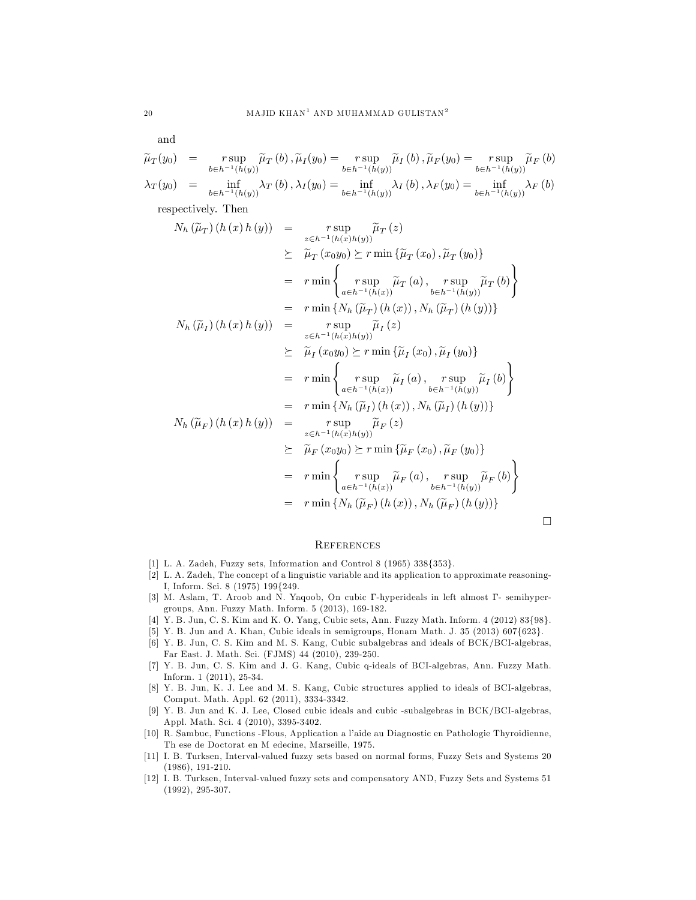and

$$
\begin{aligned}
\widetilde{\mu}_T(y_0) &= \underset{b\in h^{-1}(h(y))}{r\sup}\widetilde{\mu}_T(b), \widetilde{\mu}_I(y_0) = \underset{b\in h^{-1}(h(y))}{r\sup}\widetilde{\mu}_I(b), \widetilde{\mu}_F(y_0) = \underset{b\in h^{-1}(h(y))}{r\sup}\widetilde{\mu}_F(b) \\
\lambda_T(y_0) &= \inf_{b\in h^{-1}(h(y))}\lambda_T(b), \lambda_I(y_0) = \inf_{b\in h^{-1}(h(y))}\lambda_I(b), \lambda_F(y_0) = \inf_{b\in h^{-1}(h(y))}\lambda_F(b)
\end{aligned}
$$

respectively. Then

$$
\begin{aligned}
N_h(\widetilde{\mu}_T)(h(x)h(y)) &= \underset{z\in h^{-1}(h(x)h(y))}{r\sup}\widetilde{\mu}_T(z) \\
&\succeq \widetilde{\mu}_T(x_0y_0) \succeq r\min\{\widetilde{\mu}_T(x_0), \widetilde{\mu}_T(y_0)\} \\
&= r\min\left\{\underset{a\in h^{-1}(h(x))}{r\sup}\widetilde{\mu}_T(a), \underset{b\in h^{-1}(h(y))}{r\sup}\widetilde{\mu}_T(b)\right\} \\
&= r\min\{N_h(\widetilde{\mu}_T)(h(x)), N_h(\widetilde{\mu}_T)(h(y))\} \\
N_h(\widetilde{\mu}_I)(h(x)h(y)) &= \underset{z\in h^{-1}(h(x)h(y))}{r\sup}\widetilde{\mu}_I(z) \\
&\succeq \widetilde{\mu}_I(x_0y_0) \succeq r\min\{\widetilde{\mu}_I(x_0), \widetilde{\mu}_I(y_0)\} \\
&= r\min\left\{\underset{a\in h^{-1}(h(x))}{r\sup}\widetilde{\mu}_I(a), \underset{b\in h^{-1}(h(y))}{r\sup}\widetilde{\mu}_I(b)\right\} \\
&= r\min\{N_h(\widetilde{\mu}_I)(h(x)), N_h(\widetilde{\mu}_I)(h(y))\} \\
N_h(\widetilde{\mu}_F)(h(x)h(y)) &= \underset{z\in h^{-1}(h(x)h(y))}{r\sup}\widetilde{\mu}_F(z) \\
&\succeq \widetilde{\mu}_F(x_0y_0) \succeq r\min\{\widetilde{\mu}_F(x_0), \widetilde{\mu}_F(y_0)\} \\
&= r\min\left\{\underset{a\in h^{-1}(h(x))}{r\sup}\widetilde{\mu}_F(a), \underset{b\in h^{-1}(h(y))}{r\sup}\widetilde{\mu}_F(b)\right\} \\
&= r\min\{N_h(\widetilde{\mu}_F)(h(x)), N_h(\widetilde{\mu}_F)(h(y))\}
\end{aligned}
$$

□

## References

[1] L. A. Zadeh, Fuzzy sets, Information and Control 8 (1965) 338{353}.

[2] L. A. Zadeh, The concept of a linguistic variable and its application to approximate reasoning-I, Inform. Sci. 8 (1975) 199{249.

[3] M. Aslam, T. Aroob and N. Yaqoob, On cubic Γ-hyperideals in left almost Γ- semihypergroups, Ann. Fuzzy Math. Inform. 5 (2013), 169-182.

[4] Y. B. Jun, C. S. Kim and K. O. Yang, Cubic sets, Ann. Fuzzy Math. Inform. 4 (2012) 83{98}.

[5] Y. B. Jun and A. Khan, Cubic ideals in semigroups, Honam Math. J. 35 (2013) 607{623}.

[6] Y. B. Jun, C. S. Kim and M. S. Kang, Cubic subalgebras and ideals of BCK/BCI-algebras, Far East. J. Math. Sci. (FJMS) 44 (2010), 239-250.

[7] Y. B. Jun, C. S. Kim and J. G. Kang, Cubic q-ideals of BCI-algebras, Ann. Fuzzy Math. Inform. 1 (2011), 25-34.

[8] Y. B. Jun, K. J. Lee and M. S. Kang, Cubic structures applied to ideals of BCI-algebras, Comput. Math. Appl. 62 (2011), 3334-3342.

[9] Y. B. Jun and K. J. Lee, Closed cubic ideals and cubic -subalgebras in BCK/BCI-algebras, Appl. Math. Sci. 4 (2010), 3395-3402.

[10] R. Sambuc, Functions -Flous, Application a l'aide au Diagnostic en Pathologie Thyroidienne, Th ese de Doctorat en M edecine, Marseille, 1975.

[11] I. B. Turksen, Interval-valued fuzzy sets based on normal forms, Fuzzy Sets and Systems 20 (1986), 191-210.

[12] I. B. Turksen, Interval-valued fuzzy sets and compensatory AND, Fuzzy Sets and Systems 51 (1992), 295-307.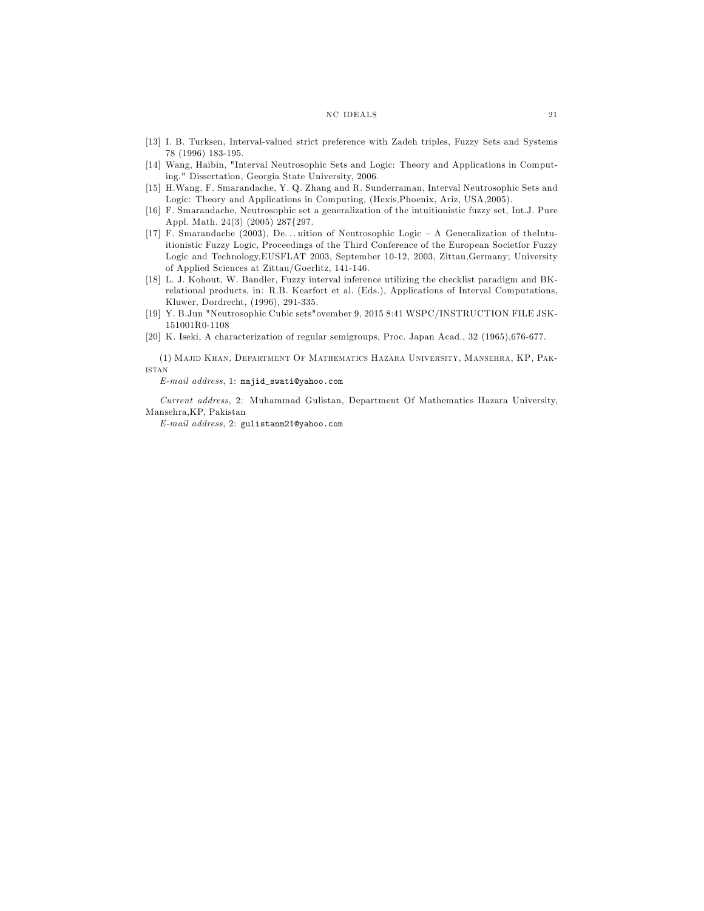[13] I. B. Turksen, Interval-valued strict preference with Zadeh triples, Fuzzy Sets and Systems 78 (1996) 183-195.

[14] Wang, Haibin, "Interval Neutrosophic Sets and Logic: Theory and Applications in Computing." Dissertation, Georgia State University, 2006.

[15] H.Wang, F. Smarandache, Y. Q. Zhang and R. Sunderraman, Interval Neutrosophic Sets and Logic: Theory and Applications in Computing, (Hexis,Phoenix, Ariz, USA,2005).

[16] F. Smarandache, Neutrosophic set a generalization of the intuitionistic fuzzy set, Int.J. Pure Appl. Math. 24(3) (2005) 287{297.

[17] F. Smarandache (2003), De. . . nition of Neutrosophic Logic – A Generalization of theIntuitionistic Fuzzy Logic, Proceedings of the Third Conference of the European Societfor Fuzzy Logic and Technology,EUSFLAT 2003, September 10-12, 2003, Zittau,Germany; University of Applied Sciences at Zittau/Goerlitz, 141-146.

[18] L. J. Kohout, W. Bandler, Fuzzy interval inference utilizing the checklist paradigm and BK-relational products, in: R.B. Kearfort et al. (Eds.), Applications of Interval Computations, Kluwer, Dordrecht, (1996), 291-335.

[19] Y. B.Jun "Neutrosophic Cubic sets"ovember 9, 2015 8:41 WSPC/INSTRUCTION FILE JSK-151001R0-1108

[20] K. Iseki, A characterization of regular semigroups, Proc. Japan Acad., 32 (1965),676-677.

(1) Majid Khan, Department Of Mathematics Hazara University, Mansehra, KP, Pakistan

*E-mail address*, 1: majid_swati@yahoo.com

*Current address*, 2: Muhammad Gulistan, Department Of Mathematics Hazara University, Mansehra,KP, Pakistan

*E-mail address*, 2: gulistanm21@yahoo.com